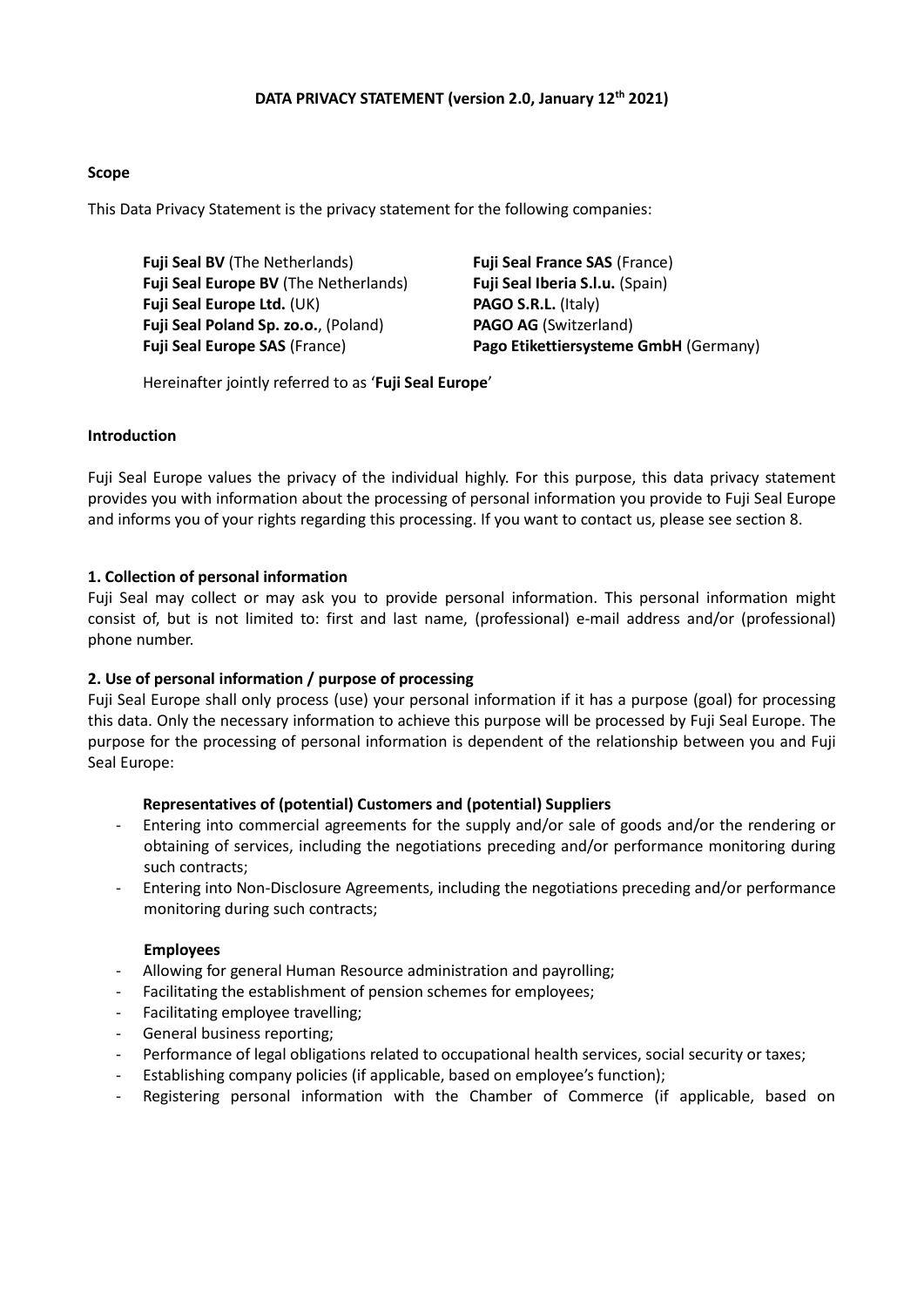# DATA PRIVACY STATEMENT (version 2.0, January 12th 2021)

**Scope**

This Data Privacy Statement is the privacy statement for the following companies:

**Fuji Seal BV** (The Netherlands)
**Fuji Seal Europe BV** (The Netherlands)
**Fuji Seal Europe Ltd.** (UK)
**Fuji Seal Poland Sp. zo.o.**, (Poland)
**Fuji Seal Europe SAS** (France)
**Fuji Seal France SAS** (France)
**Fuji Seal Iberia S.l.u.** (Spain)
**PAGO S.R.L.** (Italy)
**PAGO AG** (Switzerland)
**Pago Etikettiersysteme GmbH** (Germany)

Hereinafter jointly referred to as '**Fuji Seal Europe**'

**Introduction**

Fuji Seal Europe values the privacy of the individual highly. For this purpose, this data privacy statement provides you with information about the processing of personal information you provide to Fuji Seal Europe and informs you of your rights regarding this processing. If you want to contact us, please see section 8.

**1. Collection of personal information**

Fuji Seal may collect or may ask you to provide personal information. This personal information might consist of, but is not limited to: first and last name, (professional) e-mail address and/or (professional) phone number.

**2. Use of personal information / purpose of processing**

Fuji Seal Europe shall only process (use) your personal information if it has a purpose (goal) for processing this data. Only the necessary information to achieve this purpose will be processed by Fuji Seal Europe. The purpose for the processing of personal information is dependent of the relationship between you and Fuji Seal Europe:

**Representatives of (potential) Customers and (potential) Suppliers**

- Entering into commercial agreements for the supply and/or sale of goods and/or the rendering or obtaining of services, including the negotiations preceding and/or performance monitoring during such contracts;
- Entering into Non-Disclosure Agreements, including the negotiations preceding and/or performance monitoring during such contracts;

**Employees**

- Allowing for general Human Resource administration and payrolling;
- Facilitating the establishment of pension schemes for employees;
- Facilitating employee travelling;
- General business reporting;
- Performance of legal obligations related to occupational health services, social security or taxes;
- Establishing company policies (if applicable, based on employee's function);
- Registering personal information with the Chamber of Commerce (if applicable, based on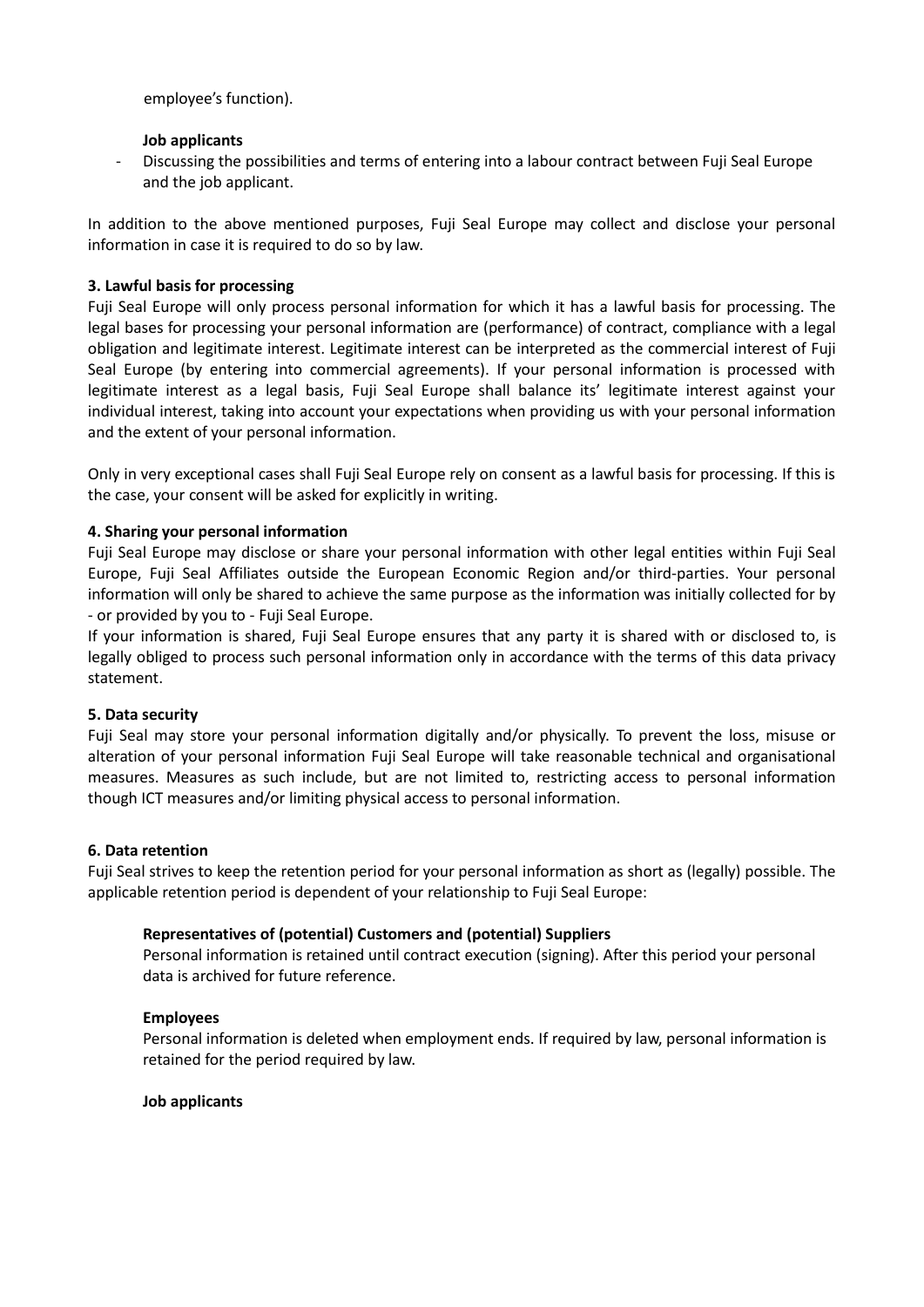employee's function).

**Job applicants**

- Discussing the possibilities and terms of entering into a labour contract between Fuji Seal Europe and the job applicant.

In addition to the above mentioned purposes, Fuji Seal Europe may collect and disclose your personal information in case it is required to do so by law.

**3. Lawful basis for processing**

Fuji Seal Europe will only process personal information for which it has a lawful basis for processing. The legal bases for processing your personal information are (performance) of contract, compliance with a legal obligation and legitimate interest. Legitimate interest can be interpreted as the commercial interest of Fuji Seal Europe (by entering into commercial agreements). If your personal information is processed with legitimate interest as a legal basis, Fuji Seal Europe shall balance its' legitimate interest against your individual interest, taking into account your expectations when providing us with your personal information and the extent of your personal information.

Only in very exceptional cases shall Fuji Seal Europe rely on consent as a lawful basis for processing. If this is the case, your consent will be asked for explicitly in writing.

**4. Sharing your personal information**

Fuji Seal Europe may disclose or share your personal information with other legal entities within Fuji Seal Europe, Fuji Seal Affiliates outside the European Economic Region and/or third-parties. Your personal information will only be shared to achieve the same purpose as the information was initially collected for by - or provided by you to - Fuji Seal Europe.

If your information is shared, Fuji Seal Europe ensures that any party it is shared with or disclosed to, is legally obliged to process such personal information only in accordance with the terms of this data privacy statement.

**5. Data security**

Fuji Seal may store your personal information digitally and/or physically. To prevent the loss, misuse or alteration of your personal information Fuji Seal Europe will take reasonable technical and organisational measures. Measures as such include, but are not limited to, restricting access to personal information though ICT measures and/or limiting physical access to personal information.

**6. Data retention**

Fuji Seal strives to keep the retention period for your personal information as short as (legally) possible. The applicable retention period is dependent of your relationship to Fuji Seal Europe:

**Representatives of (potential) Customers and (potential) Suppliers**

Personal information is retained until contract execution (signing). After this period your personal data is archived for future reference.

**Employees**

Personal information is deleted when employment ends. If required by law, personal information is retained for the period required by law.

**Job applicants**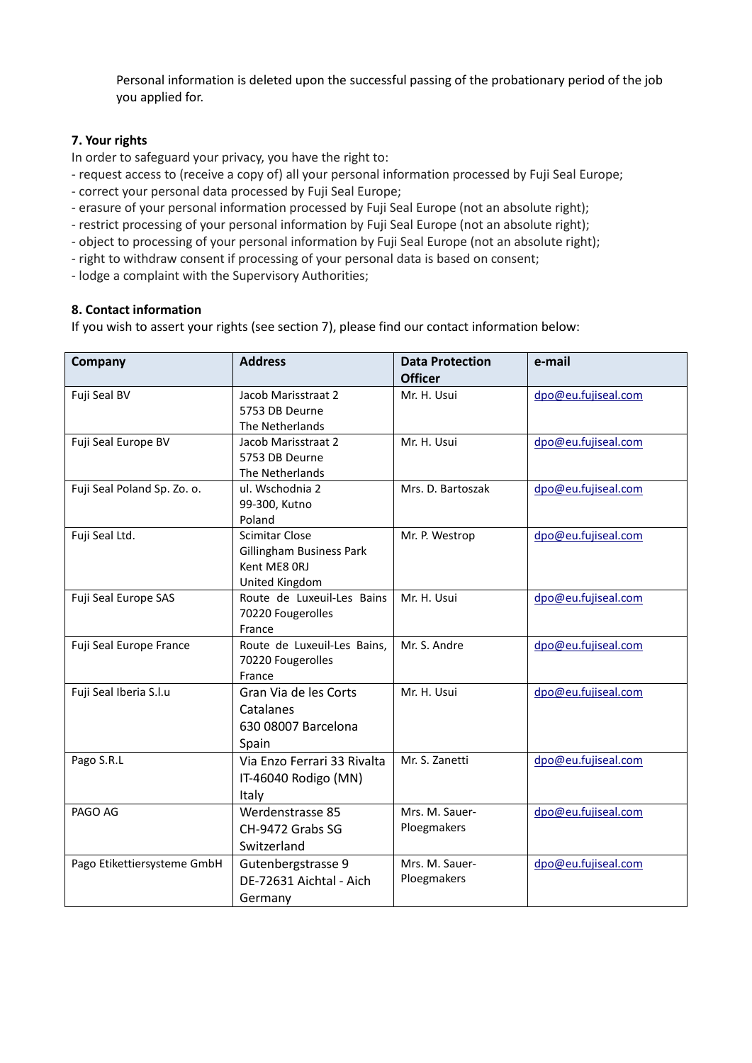Personal information is deleted upon the successful passing of the probationary period of the job you applied for.

### 7. Your rights

In order to safeguard your privacy, you have the right to:

- request access to (receive a copy of) all your personal information processed by Fuji Seal Europe;
- correct your personal data processed by Fuji Seal Europe;
- erasure of your personal information processed by Fuji Seal Europe (not an absolute right);
- restrict processing of your personal information by Fuji Seal Europe (not an absolute right);
- object to processing of your personal information by Fuji Seal Europe (not an absolute right);
- right to withdraw consent if processing of your personal data is based on consent;
- lodge a complaint with the Supervisory Authorities;

### 8. Contact information

If you wish to assert your rights (see section 7), please find our contact information below:

| Company | Address | Data Protection Officer | e-mail |
|---|---|---|---|
| Fuji Seal BV | Jacob Marisstraat 2<br>5753 DB Deurne<br>The Netherlands | Mr. H. Usui | dpo@eu.fujiseal.com |
| Fuji Seal Europe BV | Jacob Marisstraat 2<br>5753 DB Deurne<br>The Netherlands | Mr. H. Usui | dpo@eu.fujiseal.com |
| Fuji Seal Poland Sp. Zo. o. | ul. Wschodnia 2<br>99-300, Kutno<br>Poland | Mrs. D. Bartoszak | dpo@eu.fujiseal.com |
| Fuji Seal Ltd. | Scimitar Close<br>Gillingham Business Park<br>Kent ME8 0RJ<br>United Kingdom | Mr. P. Westrop | dpo@eu.fujiseal.com |
| Fuji Seal Europe SAS | Route de Luxeuil-Les Bains<br>70220 Fougerolles<br>France | Mr. H. Usui | dpo@eu.fujiseal.com |
| Fuji Seal Europe France | Route de Luxeuil-Les Bains,<br>70220 Fougerolles<br>France | Mr. S. Andre | dpo@eu.fujiseal.com |
| Fuji Seal Iberia S.l.u | Gran Via de les Corts Catalanes<br>630 08007 Barcelona<br>Spain | Mr. H. Usui | dpo@eu.fujiseal.com |
| Pago S.R.L | Via Enzo Ferrari 33 Rivalta<br>IT-46040 Rodigo (MN)<br>Italy | Mr. S. Zanetti | dpo@eu.fujiseal.com |
| PAGO AG | Werdenstrasse 85<br>CH-9472 Grabs SG<br>Switzerland | Mrs. M. Sauer-Ploegmakers | dpo@eu.fujiseal.com |
| Pago Etikettiersysteme GmbH | Gutenbergstrasse 9<br>DE-72631 Aichtal - Aich<br>Germany | Mrs. M. Sauer-Ploegmakers | dpo@eu.fujiseal.com |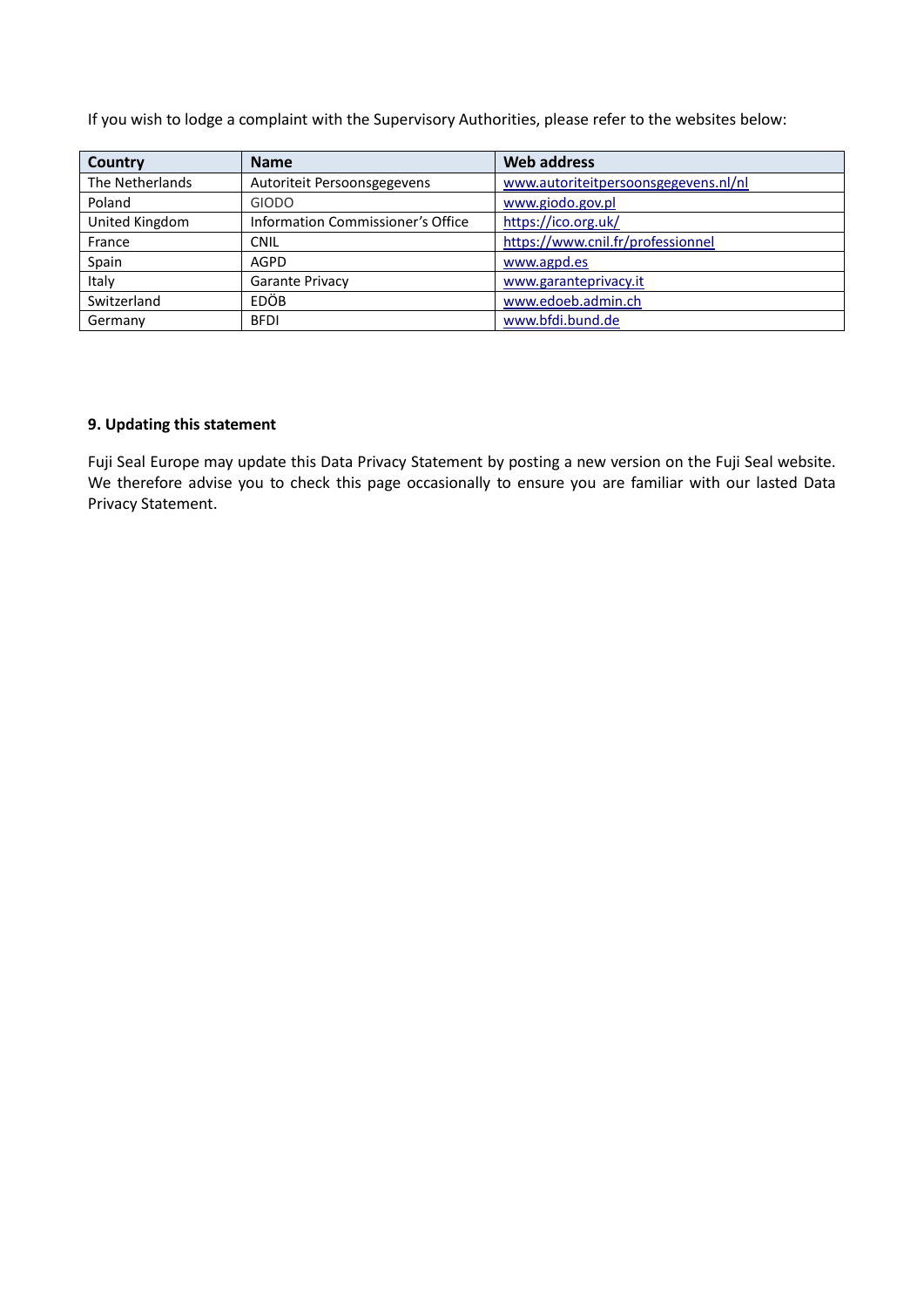If you wish to lodge a complaint with the Supervisory Authorities, please refer to the websites below:

| Country | Name | Web address |
| --- | --- | --- |
| The Netherlands | Autoriteit Persoonsgegevens | www.autoriteitpersoonsgegevens.nl/nl |
| Poland | GIODO | www.giodo.gov.pl |
| United Kingdom | Information Commissioner's Office | https://ico.org.uk/ |
| France | CNIL | https://www.cnil.fr/professionnel |
| Spain | AGPD | www.agpd.es |
| Italy | Garante Privacy | www.garanteprivacy.it |
| Switzerland | EDÖB | www.edoeb.admin.ch |
| Germany | BFDI | www.bfdi.bund.de |

**9. Updating this statement**

Fuji Seal Europe may update this Data Privacy Statement by posting a new version on the Fuji Seal website. We therefore advise you to check this page occasionally to ensure you are familiar with our lasted Data Privacy Statement.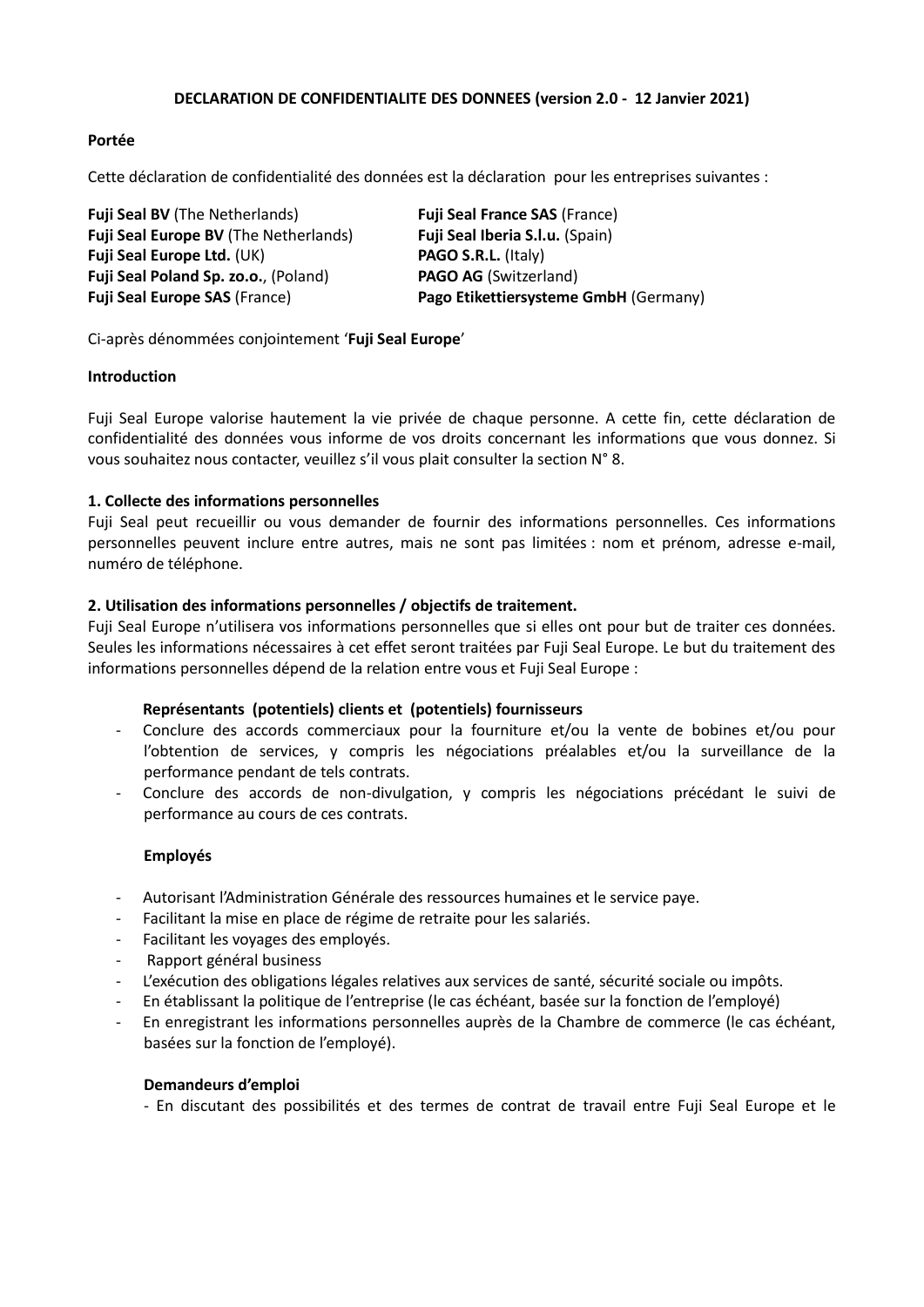**DECLARATION DE CONFIDENTIALITE DES DONNEES (version 2.0 - 12 Janvier 2021)**

**Portée**

Cette déclaration de confidentialité des données est la déclaration pour les entreprises suivantes :

**Fuji Seal BV** (The Netherlands)
**Fuji Seal Europe BV** (The Netherlands)
**Fuji Seal Europe Ltd.** (UK)
**Fuji Seal Poland Sp. zo.o.**, (Poland)
**Fuji Seal Europe SAS** (France)
**Fuji Seal France SAS** (France)
**Fuji Seal Iberia S.l.u.** (Spain)
**PAGO S.R.L.** (Italy)
**PAGO AG** (Switzerland)
**Pago Etikettiersysteme GmbH** (Germany)

Ci-après dénommées conjointement '**Fuji Seal Europe**'

**Introduction**

Fuji Seal Europe valorise hautement la vie privée de chaque personne. A cette fin, cette déclaration de confidentialité des données vous informe de vos droits concernant les informations que vous donnez. Si vous souhaitez nous contacter, veuillez s'il vous plait consulter la section N° 8.

**1. Collecte des informations personnelles**

Fuji Seal peut recueillir ou vous demander de fournir des informations personnelles. Ces informations personnelles peuvent inclure entre autres, mais ne sont pas limitées : nom et prénom, adresse e-mail, numéro de téléphone.

**2. Utilisation des informations personnelles / objectifs de traitement.**

Fuji Seal Europe n'utilisera vos informations personnelles que si elles ont pour but de traiter ces données. Seules les informations nécessaires à cet effet seront traitées par Fuji Seal Europe. Le but du traitement des informations personnelles dépend de la relation entre vous et Fuji Seal Europe :

**Représentants (potentiels) clients et (potentiels) fournisseurs**

- Conclure des accords commerciaux pour la fourniture et/ou la vente de bobines et/ou pour l'obtention de services, y compris les négociations préalables et/ou la surveillance de la performance pendant de tels contrats.
- Conclure des accords de non-divulgation, y compris les négociations précédant le suivi de performance au cours de ces contrats.

**Employés**

- Autorisant l'Administration Générale des ressources humaines et le service paye.
- Facilitant la mise en place de régime de retraite pour les salariés.
- Facilitant les voyages des employés.
- Rapport général business
- L'exécution des obligations légales relatives aux services de santé, sécurité sociale ou impôts.
- En établissant la politique de l'entreprise (le cas échéant, basée sur la fonction de l'employé)
- En enregistrant les informations personnelles auprès de la Chambre de commerce (le cas échéant, basées sur la fonction de l'employé).

**Demandeurs d'emploi**

- En discutant des possibilités et des termes de contrat de travail entre Fuji Seal Europe et le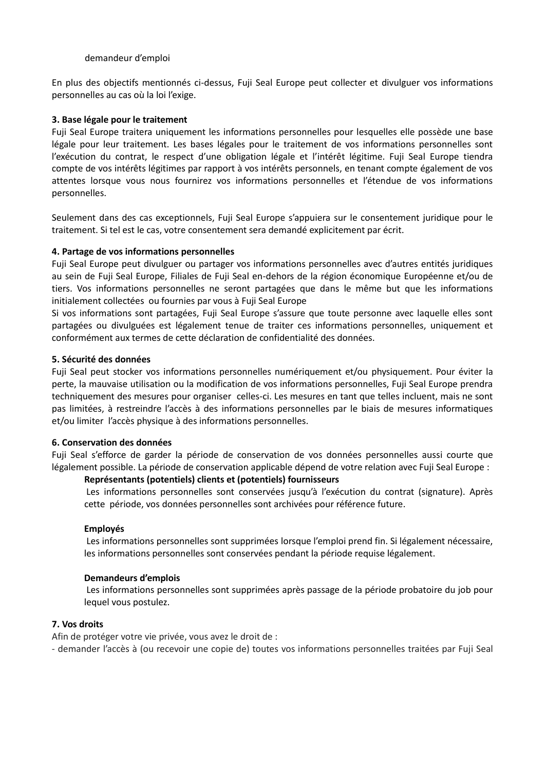demandeur d'emploi

En plus des objectifs mentionnés ci-dessus, Fuji Seal Europe peut collecter et divulguer vos informations personnelles au cas où la loi l'exige.

**3. Base légale pour le traitement**

Fuji Seal Europe traitera uniquement les informations personnelles pour lesquelles elle possède une base légale pour leur traitement. Les bases légales pour le traitement de vos informations personnelles sont l'exécution du contrat, le respect d'une obligation légale et l'intérêt légitime. Fuji Seal Europe tiendra compte de vos intérêts légitimes par rapport à vos intérêts personnels, en tenant compte également de vos attentes lorsque vous nous fournirez vos informations personnelles et l'étendue de vos informations personnelles.

Seulement dans des cas exceptionnels, Fuji Seal Europe s'appuiera sur le consentement juridique pour le traitement. Si tel est le cas, votre consentement sera demandé explicitement par écrit.

**4. Partage de vos informations personnelles**

Fuji Seal Europe peut divulguer ou partager vos informations personnelles avec d'autres entités juridiques au sein de Fuji Seal Europe, Filiales de Fuji Seal en-dehors de la région économique Européenne et/ou de tiers. Vos informations personnelles ne seront partagées que dans le même but que les informations initialement collectées ou fournies par vous à Fuji Seal Europe

Si vos informations sont partagées, Fuji Seal Europe s'assure que toute personne avec laquelle elles sont partagées ou divulguées est légalement tenue de traiter ces informations personnelles, uniquement et conformément aux termes de cette déclaration de confidentialité des données.

**5. Sécurité des données**

Fuji Seal peut stocker vos informations personnelles numériquement et/ou physiquement. Pour éviter la perte, la mauvaise utilisation ou la modification de vos informations personnelles, Fuji Seal Europe prendra techniquement des mesures pour organiser celles-ci. Les mesures en tant que telles incluent, mais ne sont pas limitées, à restreindre l'accès à des informations personnelles par le biais de mesures informatiques et/ou limiter l'accès physique à des informations personnelles.

**6. Conservation des données**

Fuji Seal s'efforce de garder la période de conservation de vos données personnelles aussi courte que légalement possible. La période de conservation applicable dépend de votre relation avec Fuji Seal Europe :

**Représentants (potentiels) clients et (potentiels) fournisseurs**

Les informations personnelles sont conservées jusqu'à l'exécution du contrat (signature). Après cette période, vos données personnelles sont archivées pour référence future.

**Employés**

Les informations personnelles sont supprimées lorsque l'emploi prend fin. Si légalement nécessaire, les informations personnelles sont conservées pendant la période requise légalement.

**Demandeurs d'emplois**

Les informations personnelles sont supprimées après passage de la période probatoire du job pour lequel vous postulez.

**7. Vos droits**

Afin de protéger votre vie privée, vous avez le droit de :

- demander l'accès à (ou recevoir une copie de) toutes vos informations personnelles traitées par Fuji Seal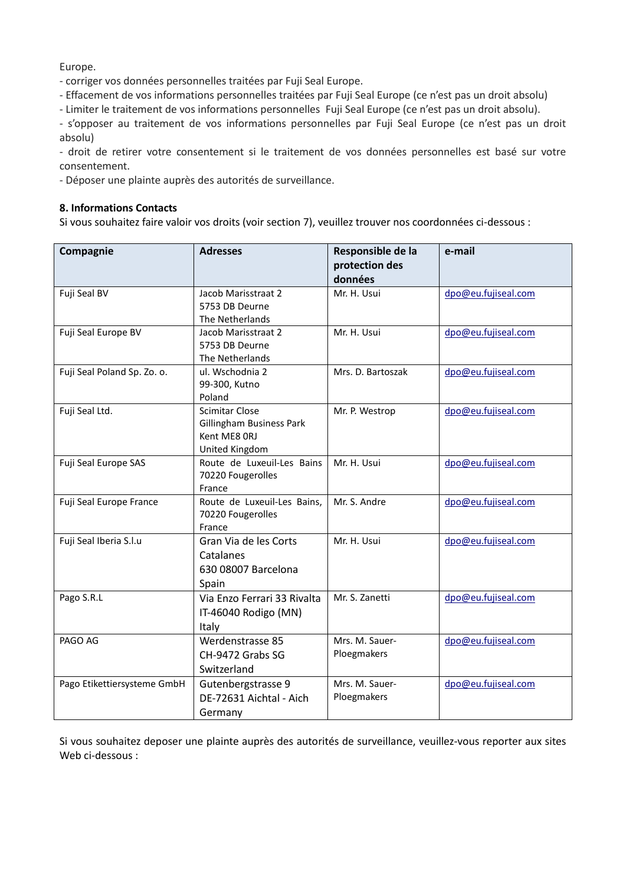Europe.

- corriger vos données personnelles traitées par Fuji Seal Europe.
- Effacement de vos informations personnelles traitées par Fuji Seal Europe (ce n'est pas un droit absolu)
- Limiter le traitement de vos informations personnelles Fuji Seal Europe (ce n'est pas un droit absolu).
- s'opposer au traitement de vos informations personnelles par Fuji Seal Europe (ce n'est pas un droit absolu)
- droit de retirer votre consentement si le traitement de vos données personnelles est basé sur votre consentement.
- Déposer une plainte auprès des autorités de surveillance.

**8. Informations Contacts**

Si vous souhaitez faire valoir vos droits (voir section 7), veuillez trouver nos coordonnées ci-dessous :

| Compagnie | Adresses | Responsible de la protection des données | e-mail |
|---|---|---|---|
| Fuji Seal BV | Jacob Marisstraat 2<br>5753 DB Deurne<br>The Netherlands | Mr. H. Usui | dpo@eu.fujiseal.com |
| Fuji Seal Europe BV | Jacob Marisstraat 2<br>5753 DB Deurne<br>The Netherlands | Mr. H. Usui | dpo@eu.fujiseal.com |
| Fuji Seal Poland Sp. Zo. o. | ul. Wschodnia 2<br>99-300, Kutno<br>Poland | Mrs. D. Bartoszak | dpo@eu.fujiseal.com |
| Fuji Seal Ltd. | Scimitar Close<br>Gillingham Business Park<br>Kent ME8 0RJ<br>United Kingdom | Mr. P. Westrop | dpo@eu.fujiseal.com |
| Fuji Seal Europe SAS | Route de Luxeuil-Les Bains<br>70220 Fougerolles<br>France | Mr. H. Usui | dpo@eu.fujiseal.com |
| Fuji Seal Europe France | Route de Luxeuil-Les Bains,<br>70220 Fougerolles<br>France | Mr. S. Andre | dpo@eu.fujiseal.com |
| Fuji Seal Iberia S.l.u | Gran Via de les Corts Catalanes<br>630 08007 Barcelona<br>Spain | Mr. H. Usui | dpo@eu.fujiseal.com |
| Pago S.R.L | Via Enzo Ferrari 33 Rivalta<br>IT-46040 Rodigo (MN)<br>Italy | Mr. S. Zanetti | dpo@eu.fujiseal.com |
| PAGO AG | Werdenstrasse 85<br>CH-9472 Grabs SG<br>Switzerland | Mrs. M. Sauer-Ploegmakers | dpo@eu.fujiseal.com |
| Pago Etikettiersysteme GmbH | Gutenbergstrasse 9<br>DE-72631 Aichtal - Aich<br>Germany | Mrs. M. Sauer-Ploegmakers | dpo@eu.fujiseal.com |

Si vous souhaitez deposer une plainte auprès des autorités de surveillance, veuillez-vous reporter aux sites Web ci-dessous :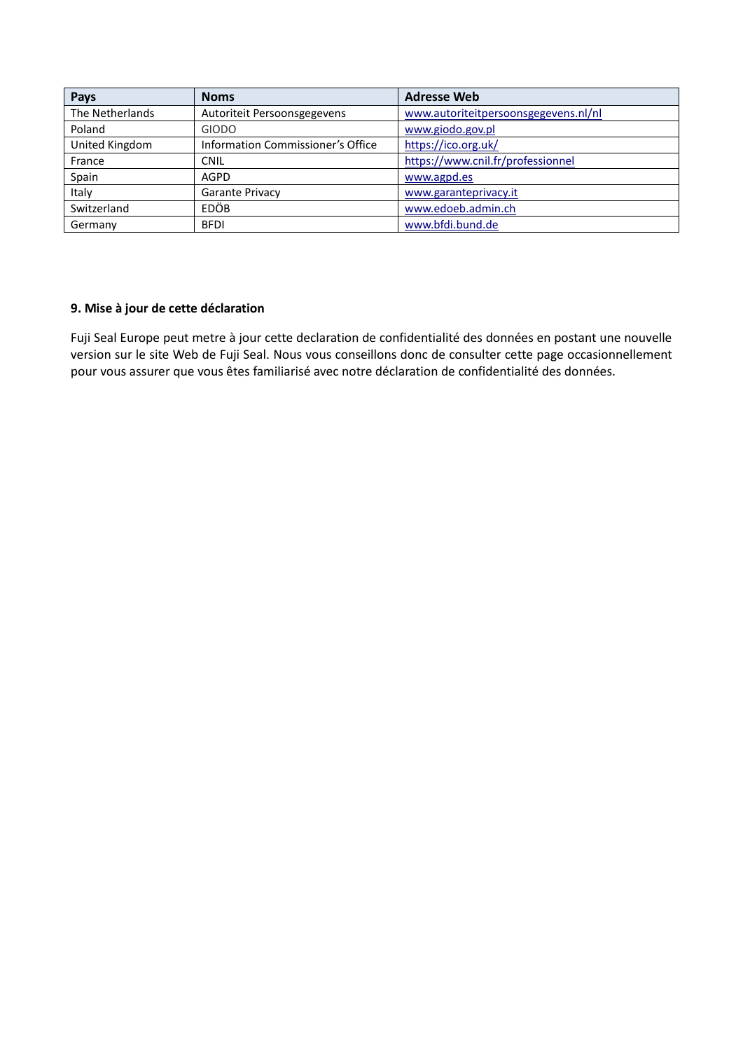| Pays | Noms | Adresse Web |
|---|---|---|
| The Netherlands | Autoriteit Persoonsgegevens | www.autoriteitpersoonsgegevens.nl/nl |
| Poland | GIODO | www.giodo.gov.pl |
| United Kingdom | Information Commissioner's Office | https://ico.org.uk/ |
| France | CNIL | https://www.cnil.fr/professionnel |
| Spain | AGPD | www.agpd.es |
| Italy | Garante Privacy | www.garanteprivacy.it |
| Switzerland | EDÖB | www.edoeb.admin.ch |
| Germany | BFDI | www.bfdi.bund.de |

**9. Mise à jour de cette déclaration**

Fuji Seal Europe peut metre à jour cette declaration de confidentialité des données en postant une nouvelle version sur le site Web de Fuji Seal. Nous vous conseillons donc de consulter cette page occasionnellement pour vous assurer que vous êtes familiarisé avec notre déclaration de confidentialité des données.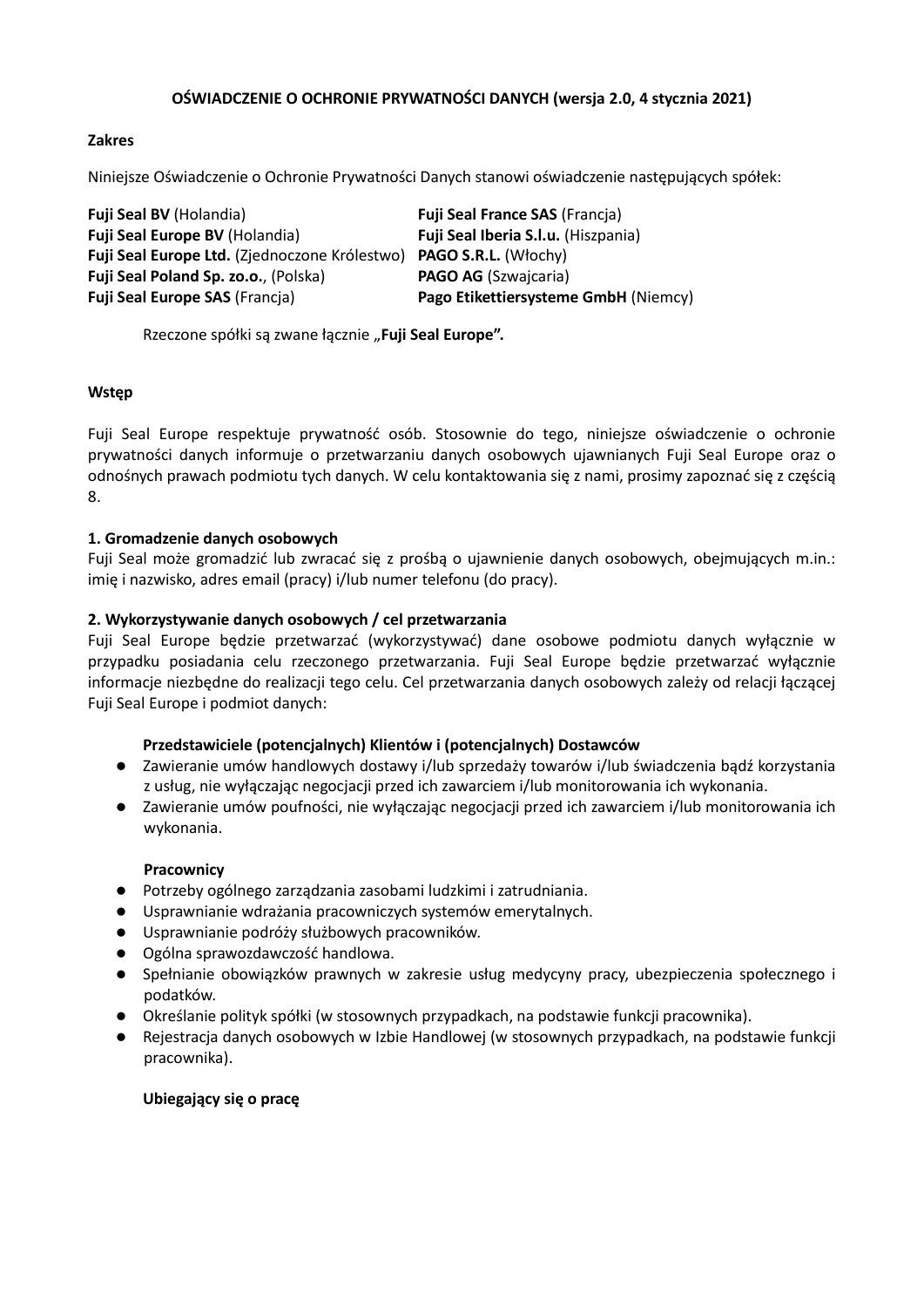**OŚWIADCZENIE O OCHRONIE PRYWATNOŚCI DANYCH (wersja 2.0, 4 stycznia 2021)**

**Zakres**

Niniejsze Oświadczenie o Ochronie Prywatności Danych stanowi oświadczenie następujących spółek:

**Fuji Seal BV** (Holandia)
**Fuji Seal Europe BV** (Holandia)
**Fuji Seal Europe Ltd.** (Zjednoczone Królestwo)
**Fuji Seal Poland Sp. zo.o.**, (Polska)
**Fuji Seal Europe SAS** (Francja)
**Fuji Seal France SAS** (Francja)
**Fuji Seal Iberia S.l.u.** (Hiszpania)
**PAGO S.R.L.** (Włochy)
**PAGO AG** (Szwajcaria)
**Pago Etikettiersysteme GmbH** (Niemcy)

Rzeczone spółki są zwane łącznie „**Fuji Seal Europe".**

**Wstęp**

Fuji Seal Europe respektuje prywatność osób. Stosownie do tego, niniejsze oświadczenie o ochronie prywatności danych informuje o przetwarzaniu danych osobowych ujawnianych Fuji Seal Europe oraz o odnośnych prawach podmiotu tych danych. W celu kontaktowania się z nami, prosimy zapoznać się z częścią 8.

**1. Gromadzenie danych osobowych**

Fuji Seal może gromadzić lub zwracać się z prośbą o ujawnienie danych osobowych, obejmujących m.in.: imię i nazwisko, adres email (pracy) i/lub numer telefonu (do pracy).

**2. Wykorzystywanie danych osobowych / cel przetwarzania**

Fuji Seal Europe będzie przetwarzać (wykorzystywać) dane osobowe podmiotu danych wyłącznie w przypadku posiadania celu rzeczonego przetwarzania. Fuji Seal Europe będzie przetwarzać wyłącznie informacje niezbędne do realizacji tego celu. Cel przetwarzania danych osobowych zależy od relacji łączącej Fuji Seal Europe i podmiot danych:

**Przedstawiciele (potencjalnych) Klientów i (potencjalnych) Dostawców**

- Zawieranie umów handlowych dostawy i/lub sprzedaży towarów i/lub świadczenia bądź korzystania z usług, nie wyłączając negocjacji przed ich zawarciem i/lub monitorowania ich wykonania.
- Zawieranie umów poufności, nie wyłączając negocjacji przed ich zawarciem i/lub monitorowania ich wykonania.

**Pracownicy**

- Potrzeby ogólnego zarządzania zasobami ludzkimi i zatrudniania.
- Usprawnianie wdrażania pracowniczych systemów emerytalnych.
- Usprawnianie podróży służbowych pracowników.
- Ogólna sprawozdawczość handlowa.
- Spełnianie obowiązków prawnych w zakresie usług medycyny pracy, ubezpieczenia społecznego i podatków.
- Określanie polityk spółki (w stosownych przypadkach, na podstawie funkcji pracownika).
- Rejestracja danych osobowych w Izbie Handlowej (w stosownych przypadkach, na podstawie funkcji pracownika).

**Ubiegający się o pracę**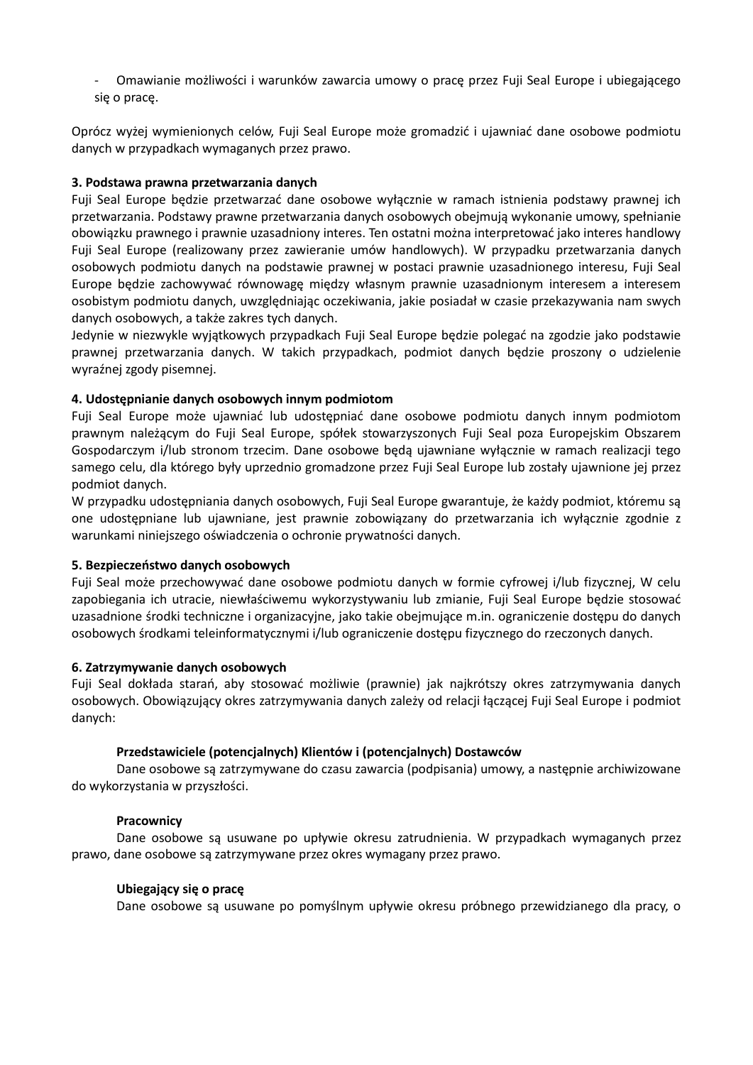- Omawianie możliwości i warunków zawarcia umowy o pracę przez Fuji Seal Europe i ubiegającego się o pracę.

Oprócz wyżej wymienionych celów, Fuji Seal Europe może gromadzić i ujawniać dane osobowe podmiotu danych w przypadkach wymaganych przez prawo.

**3. Podstawa prawna przetwarzania danych**

Fuji Seal Europe będzie przetwarzać dane osobowe wyłącznie w ramach istnienia podstawy prawnej ich przetwarzania. Podstawy prawne przetwarzania danych osobowych obejmują wykonanie umowy, spełnianie obowiązku prawnego i prawnie uzasadniony interes. Ten ostatni można interpretować jako interes handlowy Fuji Seal Europe (realizowany przez zawieranie umów handlowych). W przypadku przetwarzania danych osobowych podmiotu danych na podstawie prawnej w postaci prawnie uzasadnionego interesu, Fuji Seal Europe będzie zachowywać równowagę między własnym prawnie uzasadnionym interesem a interesem osobistym podmiotu danych, uwzględniając oczekiwania, jakie posiadał w czasie przekazywania nam swych danych osobowych, a także zakres tych danych.

Jedynie w niezwykle wyjątkowych przypadkach Fuji Seal Europe będzie polegać na zgodzie jako podstawie prawnej przetwarzania danych. W takich przypadkach, podmiot danych będzie proszony o udzielenie wyraźnej zgody pisemnej.

**4. Udostępnianie danych osobowych innym podmiotom**

Fuji Seal Europe może ujawniać lub udostępniać dane osobowe podmiotu danych innym podmiotom prawnym należącym do Fuji Seal Europe, spółek stowarzyszonych Fuji Seal poza Europejskim Obszarem Gospodarczym i/lub stronom trzecim. Dane osobowe będą ujawniane wyłącznie w ramach realizacji tego samego celu, dla którego były uprzednio gromadzone przez Fuji Seal Europe lub zostały ujawnione jej przez podmiot danych.

W przypadku udostępniania danych osobowych, Fuji Seal Europe gwarantuje, że każdy podmiot, któremu są one udostępniane lub ujawniane, jest prawnie zobowiązany do przetwarzania ich wyłącznie zgodnie z warunkami niniejszego oświadczenia o ochronie prywatności danych.

**5. Bezpieczeństwo danych osobowych**

Fuji Seal może przechowywać dane osobowe podmiotu danych w formie cyfrowej i/lub fizycznej, W celu zapobiegania ich utracie, niewłaściwemu wykorzystywaniu lub zmianie, Fuji Seal Europe będzie stosować uzasadnione środki techniczne i organizacyjne, jako takie obejmujące m.in. ograniczenie dostępu do danych osobowych środkami teleinformatycznymi i/lub ograniczenie dostępu fizycznego do rzeczonych danych.

**6. Zatrzymywanie danych osobowych**

Fuji Seal dokłada starań, aby stosować możliwie (prawnie) jak najkrótszy okres zatrzymywania danych osobowych. Obowiązujący okres zatrzymywania danych zależy od relacji łączącej Fuji Seal Europe i podmiot danych:

**Przedstawiciele (potencjalnych) Klientów i (potencjalnych) Dostawców**

Dane osobowe są zatrzymywane do czasu zawarcia (podpisania) umowy, a następnie archiwizowane do wykorzystania w przyszłości.

**Pracownicy**

Dane osobowe są usuwane po upływie okresu zatrudnienia. W przypadkach wymaganych przez prawo, dane osobowe są zatrzymywane przez okres wymagany przez prawo.

**Ubiegający się o pracę**

Dane osobowe są usuwane po pomyślnym upływie okresu próbnego przewidzianego dla pracy, o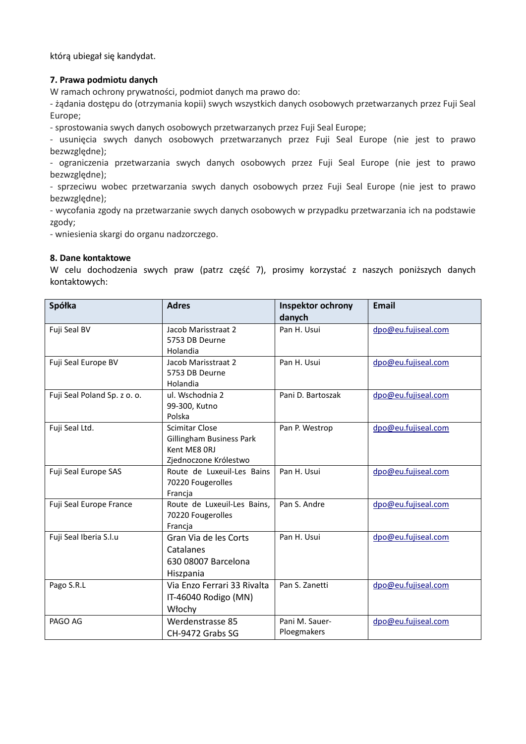którą ubiegał się kandydat.

**7. Prawa podmiotu danych**

W ramach ochrony prywatności, podmiot danych ma prawo do:

- żądania dostępu do (otrzymania kopii) swych wszystkich danych osobowych przetwarzanych przez Fuji Seal Europe;
- sprostowania swych danych osobowych przetwarzanych przez Fuji Seal Europe;
- usunięcia swych danych osobowych przetwarzanych przez Fuji Seal Europe (nie jest to prawo bezwzględne);
- ograniczenia przetwarzania swych danych osobowych przez Fuji Seal Europe (nie jest to prawo bezwzględne);
- sprzeciwu wobec przetwarzania swych danych osobowych przez Fuji Seal Europe (nie jest to prawo bezwzględne);
- wycofania zgody na przetwarzanie swych danych osobowych w przypadku przetwarzania ich na podstawie zgody;
- wniesienia skargi do organu nadzorczego.

**8. Dane kontaktowe**

W celu dochodzenia swych praw (patrz część 7), prosimy korzystać z naszych poniższych danych kontaktowych:

| Spółka | Adres | Inspektor ochrony danych | Email |
|---|---|---|---|
| Fuji Seal BV | Jacob Marisstraat 2<br>5753 DB Deurne<br>Holandia | Pan H. Usui | dpo@eu.fujiseal.com |
| Fuji Seal Europe BV | Jacob Marisstraat 2<br>5753 DB Deurne<br>Holandia | Pan H. Usui | dpo@eu.fujiseal.com |
| Fuji Seal Poland Sp. z o. o. | ul. Wschodnia 2<br>99-300, Kutno<br>Polska | Pani D. Bartoszak | dpo@eu.fujiseal.com |
| Fuji Seal Ltd. | Scimitar Close<br>Gillingham Business Park<br>Kent ME8 0RJ<br>Zjednoczone Królestwo | Pan P. Westrop | dpo@eu.fujiseal.com |
| Fuji Seal Europe SAS | Route de Luxeuil-Les Bains<br>70220 Fougerolles<br>Francja | Pan H. Usui | dpo@eu.fujiseal.com |
| Fuji Seal Europe France | Route de Luxeuil-Les Bains,<br>70220 Fougerolles<br>Francja | Pan S. Andre | dpo@eu.fujiseal.com |
| Fuji Seal Iberia S.l.u | Gran Via de les Corts Catalanes<br>630 08007 Barcelona<br>Hiszpania | Pan H. Usui | dpo@eu.fujiseal.com |
| Pago S.R.L | Via Enzo Ferrari 33 Rivalta<br>IT-46040 Rodigo (MN)<br>Włochy | Pan S. Zanetti | dpo@eu.fujiseal.com |
| PAGO AG | Werdenstrasse 85<br>CH-9472 Grabs SG | Pani M. Sauer-Ploegmakers | dpo@eu.fujiseal.com |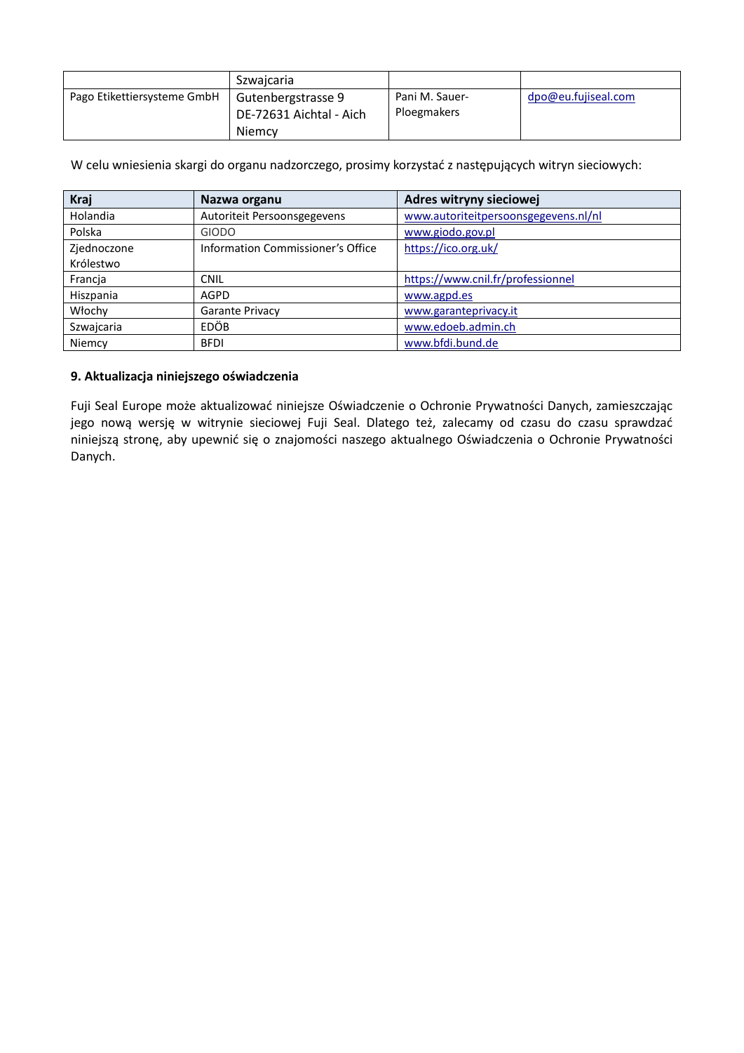| | Szwajcaria | | |
|---|---|---|---|
| Pago Etikettiersysteme GmbH | Gutenbergstrasse 9<br>DE-72631 Aichtal - Aich<br>Niemcy | Pani M. Sauer-Ploegmakers | dpo@eu.fujiseal.com |

W celu wniesienia skargi do organu nadzorczego, prosimy korzystać z następujących witryn sieciowych:

| Kraj | Nazwa organu | Adres witryny sieciowej |
|---|---|---|
| Holandia | Autoriteit Persoonsgegevens | www.autoriteitpersoonsgegevens.nl/nl |
| Polska | GIODO | www.giodo.gov.pl |
| Zjednoczone Królestwo | Information Commissioner's Office | https://ico.org.uk/ |
| Francja | CNIL | https://www.cnil.fr/professionnel |
| Hiszpania | AGPD | www.agpd.es |
| Włochy | Garante Privacy | www.garanteprivacy.it |
| Szwajcaria | EDÖB | www.edoeb.admin.ch |
| Niemcy | BFDI | www.bfdi.bund.de |

**9. Aktualizacja niniejszego oświadczenia**

Fuji Seal Europe może aktualizować niniejsze Oświadczenie o Ochronie Prywatności Danych, zamieszczając jego nową wersję w witrynie sieciowej Fuji Seal. Dlatego też, zalecamy od czasu do czasu sprawdzać niniejszą stronę, aby upewnić się o znajomości naszego aktualnego Oświadczenia o Ochronie Prywatności Danych.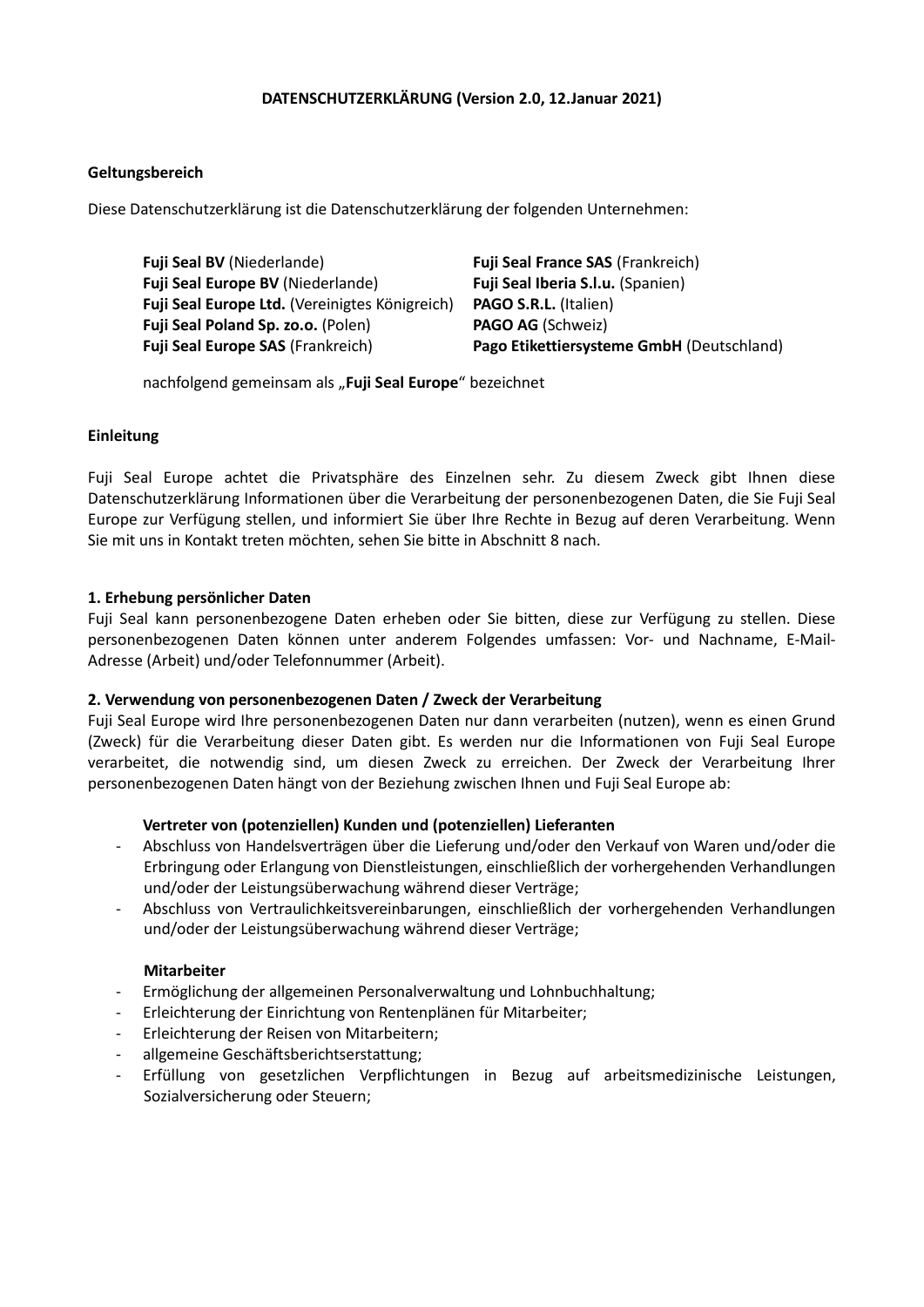**DATENSCHUTZERKLÄRUNG (Version 2.0, 12.Januar 2021)**

**Geltungsbereich**

Diese Datenschutzerklärung ist die Datenschutzerklärung der folgenden Unternehmen:

**Fuji Seal BV** (Niederlande)
**Fuji Seal Europe BV** (Niederlande)
**Fuji Seal Europe Ltd.** (Vereinigtes Königreich)
**Fuji Seal Poland Sp. zo.o.** (Polen)
**Fuji Seal Europe SAS** (Frankreich)
**Fuji Seal France SAS** (Frankreich)
**Fuji Seal Iberia S.l.u.** (Spanien)
**PAGO S.R.L.** (Italien)
**PAGO AG** (Schweiz)
**Pago Etikettiersysteme GmbH** (Deutschland)

nachfolgend gemeinsam als „**Fuji Seal Europe**" bezeichnet

**Einleitung**

Fuji Seal Europe achtet die Privatsphäre des Einzelnen sehr. Zu diesem Zweck gibt Ihnen diese Datenschutzerklärung Informationen über die Verarbeitung der personenbezogenen Daten, die Sie Fuji Seal Europe zur Verfügung stellen, und informiert Sie über Ihre Rechte in Bezug auf deren Verarbeitung. Wenn Sie mit uns in Kontakt treten möchten, sehen Sie bitte in Abschnitt 8 nach.

**1. Erhebung persönlicher Daten**

Fuji Seal kann personenbezogene Daten erheben oder Sie bitten, diese zur Verfügung zu stellen. Diese personenbezogenen Daten können unter anderem Folgendes umfassen: Vor- und Nachname, E-Mail-Adresse (Arbeit) und/oder Telefonnummer (Arbeit).

**2. Verwendung von personenbezogenen Daten / Zweck der Verarbeitung**

Fuji Seal Europe wird Ihre personenbezogenen Daten nur dann verarbeiten (nutzen), wenn es einen Grund (Zweck) für die Verarbeitung dieser Daten gibt. Es werden nur die Informationen von Fuji Seal Europe verarbeitet, die notwendig sind, um diesen Zweck zu erreichen. Der Zweck der Verarbeitung Ihrer personenbezogenen Daten hängt von der Beziehung zwischen Ihnen und Fuji Seal Europe ab:

**Vertreter von (potenziellen) Kunden und (potenziellen) Lieferanten**

- Abschluss von Handelsverträgen über die Lieferung und/oder den Verkauf von Waren und/oder die Erbringung oder Erlangung von Dienstleistungen, einschließlich der vorhergehenden Verhandlungen und/oder der Leistungsüberwachung während dieser Verträge;
- Abschluss von Vertraulichkeitsvereinbarungen, einschließlich der vorhergehenden Verhandlungen und/oder der Leistungsüberwachung während dieser Verträge;

**Mitarbeiter**

- Ermöglichung der allgemeinen Personalverwaltung und Lohnbuchhaltung;
- Erleichterung der Einrichtung von Rentenplänen für Mitarbeiter;
- Erleichterung der Reisen von Mitarbeitern;
- allgemeine Geschäftsberichtserstattung;
- Erfüllung von gesetzlichen Verpflichtungen in Bezug auf arbeitsmedizinische Leistungen, Sozialversicherung oder Steuern;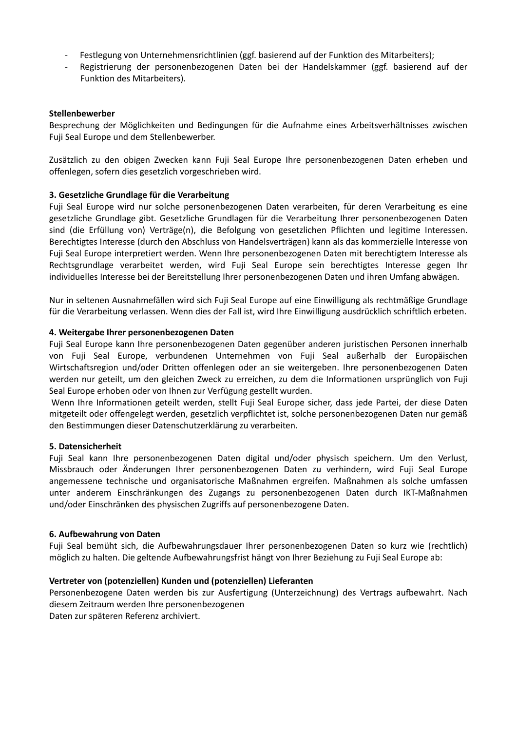- Festlegung von Unternehmensrichtlinien (ggf. basierend auf der Funktion des Mitarbeiters);
- Registrierung der personenbezogenen Daten bei der Handelskammer (ggf. basierend auf der Funktion des Mitarbeiters).

**Stellenbewerber**
Besprechung der Möglichkeiten und Bedingungen für die Aufnahme eines Arbeitsverhältnisses zwischen Fuji Seal Europe und dem Stellenbewerber.

Zusätzlich zu den obigen Zwecken kann Fuji Seal Europe Ihre personenbezogenen Daten erheben und offenlegen, sofern dies gesetzlich vorgeschrieben wird.

**3. Gesetzliche Grundlage für die Verarbeitung**
Fuji Seal Europe wird nur solche personenbezogenen Daten verarbeiten, für deren Verarbeitung es eine gesetzliche Grundlage gibt. Gesetzliche Grundlagen für die Verarbeitung Ihrer personenbezogenen Daten sind (die Erfüllung von) Verträge(n), die Befolgung von gesetzlichen Pflichten und legitime Interessen. Berechtigtes Interesse (durch den Abschluss von Handelsverträgen) kann als das kommerzielle Interesse von Fuji Seal Europe interpretiert werden. Wenn Ihre personenbezogenen Daten mit berechtigtem Interesse als Rechtsgrundlage verarbeitet werden, wird Fuji Seal Europe sein berechtigtes Interesse gegen Ihr individuelles Interesse bei der Bereitstellung Ihrer personenbezogenen Daten und ihren Umfang abwägen.

Nur in seltenen Ausnahmefällen wird sich Fuji Seal Europe auf eine Einwilligung als rechtmäßige Grundlage für die Verarbeitung verlassen. Wenn dies der Fall ist, wird Ihre Einwilligung ausdrücklich schriftlich erbeten.

**4. Weitergabe Ihrer personenbezogenen Daten**
Fuji Seal Europe kann Ihre personenbezogenen Daten gegenüber anderen juristischen Personen innerhalb von Fuji Seal Europe, verbundenen Unternehmen von Fuji Seal außerhalb der Europäischen Wirtschaftsregion und/oder Dritten offenlegen oder an sie weitergeben. Ihre personenbezogenen Daten werden nur geteilt, um den gleichen Zweck zu erreichen, zu dem die Informationen ursprünglich von Fuji Seal Europe erhoben oder von Ihnen zur Verfügung gestellt wurden.
Wenn Ihre Informationen geteilt werden, stellt Fuji Seal Europe sicher, dass jede Partei, der diese Daten mitgeteilt oder offengelegt werden, gesetzlich verpflichtet ist, solche personenbezogenen Daten nur gemäß den Bestimmungen dieser Datenschutzerklärung zu verarbeiten.

**5. Datensicherheit**
Fuji Seal kann Ihre personenbezogenen Daten digital und/oder physisch speichern. Um den Verlust, Missbrauch oder Änderungen Ihrer personenbezogenen Daten zu verhindern, wird Fuji Seal Europe angemessene technische und organisatorische Maßnahmen ergreifen. Maßnahmen als solche umfassen unter anderem Einschränkungen des Zugangs zu personenbezogenen Daten durch IKT-Maßnahmen und/oder Einschränken des physischen Zugriffs auf personenbezogene Daten.

**6. Aufbewahrung von Daten**
Fuji Seal bemüht sich, die Aufbewahrungsdauer Ihrer personenbezogenen Daten so kurz wie (rechtlich) möglich zu halten. Die geltende Aufbewahrungsfrist hängt von Ihrer Beziehung zu Fuji Seal Europe ab:

**Vertreter von (potenziellen) Kunden und (potenziellen) Lieferanten**
Personenbezogene Daten werden bis zur Ausfertigung (Unterzeichnung) des Vertrags aufbewahrt. Nach diesem Zeitraum werden Ihre personenbezogenen
Daten zur späteren Referenz archiviert.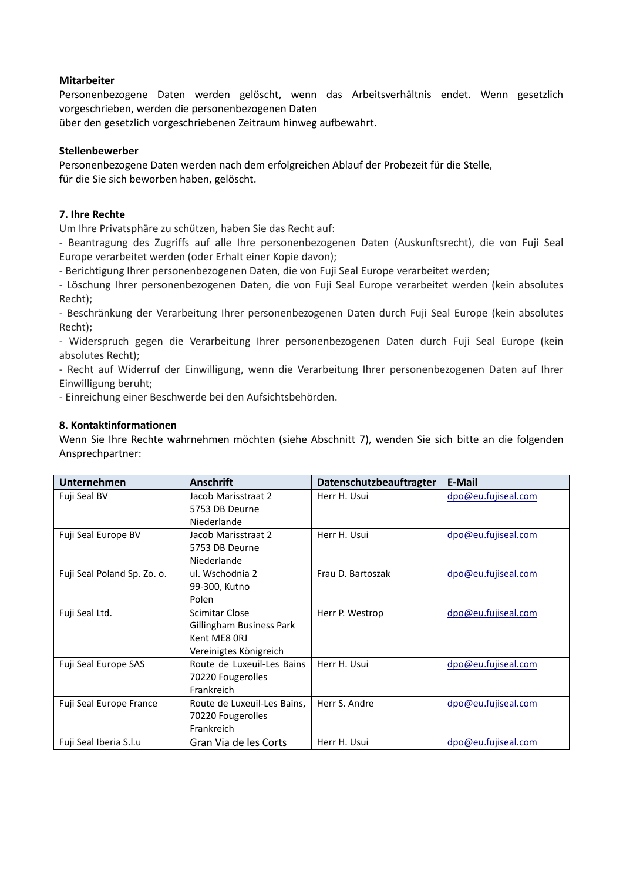**Mitarbeiter**
Personenbezogene Daten werden gelöscht, wenn das Arbeitsverhältnis endet. Wenn gesetzlich vorgeschrieben, werden die personenbezogenen Daten
über den gesetzlich vorgeschriebenen Zeitraum hinweg aufbewahrt.

**Stellenbewerber**
Personenbezogene Daten werden nach dem erfolgreichen Ablauf der Probezeit für die Stelle,
für die Sie sich beworben haben, gelöscht.

**7. Ihre Rechte**
Um Ihre Privatsphäre zu schützen, haben Sie das Recht auf:
- Beantragung des Zugriffs auf alle Ihre personenbezogenen Daten (Auskunftsrecht), die von Fuji Seal Europe verarbeitet werden (oder Erhalt einer Kopie davon);
- Berichtigung Ihrer personenbezogenen Daten, die von Fuji Seal Europe verarbeitet werden;
- Löschung Ihrer personenbezogenen Daten, die von Fuji Seal Europe verarbeitet werden (kein absolutes Recht);
- Beschränkung der Verarbeitung Ihrer personenbezogenen Daten durch Fuji Seal Europe (kein absolutes Recht);
- Widerspruch gegen die Verarbeitung Ihrer personenbezogenen Daten durch Fuji Seal Europe (kein absolutes Recht);
- Recht auf Widerruf der Einwilligung, wenn die Verarbeitung Ihrer personenbezogenen Daten auf Ihrer Einwilligung beruht;
- Einreichung einer Beschwerde bei den Aufsichtsbehörden.

**8. Kontaktinformationen**
Wenn Sie Ihre Rechte wahrnehmen möchten (siehe Abschnitt 7), wenden Sie sich bitte an die folgenden Ansprechpartner:

| Unternehmen | Anschrift | Datenschutzbeauftragter | E-Mail |
|---|---|---|---|
| Fuji Seal BV | Jacob Marisstraat 2<br>5753 DB Deurne<br>Niederlande | Herr H. Usui | dpo@eu.fujiseal.com |
| Fuji Seal Europe BV | Jacob Marisstraat 2<br>5753 DB Deurne<br>Niederlande | Herr H. Usui | dpo@eu.fujiseal.com |
| Fuji Seal Poland Sp. Zo. o. | ul. Wschodnia 2<br>99-300, Kutno<br>Polen | Frau D. Bartoszak | dpo@eu.fujiseal.com |
| Fuji Seal Ltd. | Scimitar Close<br>Gillingham Business Park<br>Kent ME8 0RJ<br>Vereinigtes Königreich | Herr P. Westrop | dpo@eu.fujiseal.com |
| Fuji Seal Europe SAS | Route de Luxeuil-Les Bains<br>70220 Fougerolles<br>Frankreich | Herr H. Usui | dpo@eu.fujiseal.com |
| Fuji Seal Europe France | Route de Luxeuil-Les Bains,<br>70220 Fougerolles<br>Frankreich | Herr S. Andre | dpo@eu.fujiseal.com |
| Fuji Seal Iberia S.l.u | Gran Via de les Corts | Herr H. Usui | dpo@eu.fujiseal.com |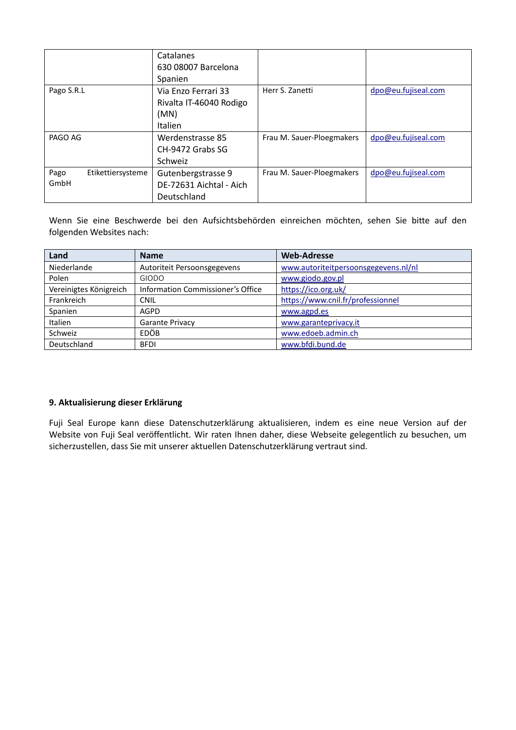| | | | |
|---|---|---|---|
| | Catalanes<br>630 08007 Barcelona<br>Spanien | | |
| Pago S.R.L | Via Enzo Ferrari 33<br>Rivalta IT-46040 Rodigo (MN)<br>Italien | Herr S. Zanetti | dpo@eu.fujiseal.com |
| PAGO AG | Werdenstrasse 85<br>CH-9472 Grabs SG<br>Schweiz | Frau M. Sauer-Ploegmakers | dpo@eu.fujiseal.com |
| Pago Etikettiersysteme GmbH | Gutenbergstrasse 9<br>DE-72631 Aichtal - Aich<br>Deutschland | Frau M. Sauer-Ploegmakers | dpo@eu.fujiseal.com |

Wenn Sie eine Beschwerde bei den Aufsichtsbehörden einreichen möchten, sehen Sie bitte auf den folgenden Websites nach:

| Land | Name | Web-Adresse |
|---|---|---|
| Niederlande | Autoriteit Persoonsgegevens | www.autoriteitpersoonsgegevens.nl/nl |
| Polen | GIODO | www.giodo.gov.pl |
| Vereinigtes Königreich | Information Commissioner's Office | https://ico.org.uk/ |
| Frankreich | CNIL | https://www.cnil.fr/professionnel |
| Spanien | AGPD | www.agpd.es |
| Italien | Garante Privacy | www.garanteprivacy.it |
| Schweiz | EDÖB | www.edoeb.admin.ch |
| Deutschland | BFDI | www.bfdi.bund.de |

**9. Aktualisierung dieser Erklärung**

Fuji Seal Europe kann diese Datenschutzerklärung aktualisieren, indem es eine neue Version auf der Website von Fuji Seal veröffentlicht. Wir raten Ihnen daher, diese Webseite gelegentlich zu besuchen, um sicherzustellen, dass Sie mit unserer aktuellen Datenschutzerklärung vertraut sind.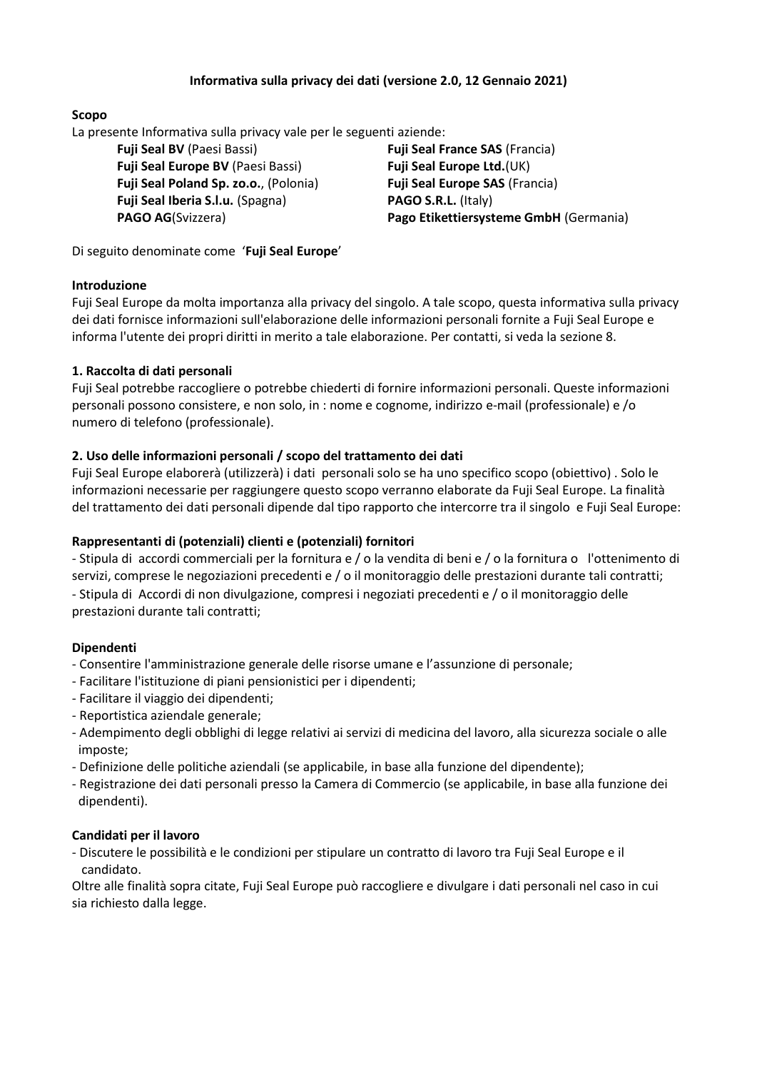**Informativa sulla privacy dei dati (versione 2.0, 12 Gennaio 2021)**

**Scopo**

La presente Informativa sulla privacy vale per le seguenti aziende:

**Fuji Seal BV** (Paesi Bassi)
**Fuji Seal Europe BV** (Paesi Bassi)
**Fuji Seal Poland Sp. zo.o.**, (Polonia)
**Fuji Seal Iberia S.l.u.** (Spagna)
**PAGO AG**(Svizzera)
**Fuji Seal France SAS** (Francia)
**Fuji Seal Europe Ltd.**(UK)
**Fuji Seal Europe SAS** (Francia)
**PAGO S.R.L.** (Italy)
**Pago Etikettiersysteme GmbH** (Germania)

Di seguito denominate come '**Fuji Seal Europe**'

**Introduzione**

Fuji Seal Europe da molta importanza alla privacy del singolo. A tale scopo, questa informativa sulla privacy dei dati fornisce informazioni sull'elaborazione delle informazioni personali fornite a Fuji Seal Europe e informa l'utente dei propri diritti in merito a tale elaborazione. Per contatti, si veda la sezione 8.

**1. Raccolta di dati personali**

Fuji Seal potrebbe raccogliere o potrebbe chiederti di fornire informazioni personali. Queste informazioni personali possono consistere, e non solo, in : nome e cognome, indirizzo e-mail (professionale) e /o numero di telefono (professionale).

**2. Uso delle informazioni personali / scopo del trattamento dei dati**

Fuji Seal Europe elaborerà (utilizzerà) i dati personali solo se ha uno specifico scopo (obiettivo) . Solo le informazioni necessarie per raggiungere questo scopo verranno elaborate da Fuji Seal Europe. La finalità del trattamento dei dati personali dipende dal tipo rapporto che intercorre tra il singolo e Fuji Seal Europe:

**Rappresentanti di (potenziali) clienti e (potenziali) fornitori**

- Stipula di accordi commerciali per la fornitura e / o la vendita di beni e / o la fornitura o l'ottenimento di servizi, comprese le negoziazioni precedenti e / o il monitoraggio delle prestazioni durante tali contratti;
- Stipula di Accordi di non divulgazione, compresi i negoziati precedenti e / o il monitoraggio delle prestazioni durante tali contratti;

**Dipendenti**

- Consentire l'amministrazione generale delle risorse umane e l'assunzione di personale;
- Facilitare l'istituzione di piani pensionistici per i dipendenti;
- Facilitare il viaggio dei dipendenti;
- Reportistica aziendale generale;
- Adempimento degli obblighi di legge relativi ai servizi di medicina del lavoro, alla sicurezza sociale o alle imposte;
- Definizione delle politiche aziendali (se applicabile, in base alla funzione del dipendente);
- Registrazione dei dati personali presso la Camera di Commercio (se applicabile, in base alla funzione dei dipendenti).

**Candidati per il lavoro**

- Discutere le possibilità e le condizioni per stipulare un contratto di lavoro tra Fuji Seal Europe e il candidato.

Oltre alle finalità sopra citate, Fuji Seal Europe può raccogliere e divulgare i dati personali nel caso in cui sia richiesto dalla legge.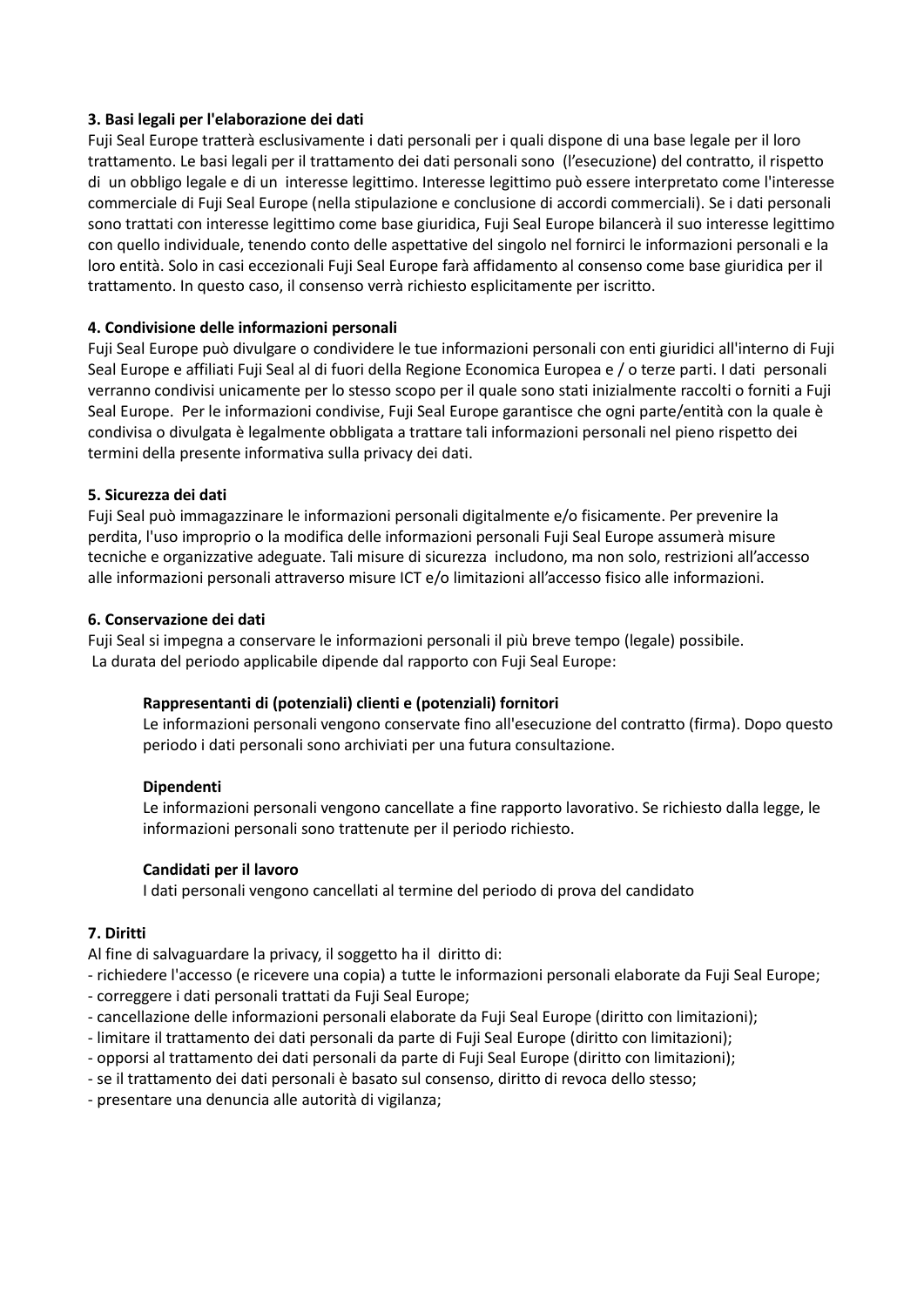**3. Basi legali per l'elaborazione dei dati**

Fuji Seal Europe tratterà esclusivamente i dati personali per i quali dispone di una base legale per il loro trattamento. Le basi legali per il trattamento dei dati personali sono (l'esecuzione) del contratto, il rispetto di un obbligo legale e di un interesse legittimo. Interesse legittimo può essere interpretato come l'interesse commerciale di Fuji Seal Europe (nella stipulazione e conclusione di accordi commerciali). Se i dati personali sono trattati con interesse legittimo come base giuridica, Fuji Seal Europe bilancerà il suo interesse legittimo con quello individuale, tenendo conto delle aspettative del singolo nel fornirci le informazioni personali e la loro entità. Solo in casi eccezionali Fuji Seal Europe farà affidamento al consenso come base giuridica per il trattamento. In questo caso, il consenso verrà richiesto esplicitamente per iscritto.

**4. Condivisione delle informazioni personali**

Fuji Seal Europe può divulgare o condividere le tue informazioni personali con enti giuridici all'interno di Fuji Seal Europe e affiliati Fuji Seal al di fuori della Regione Economica Europea e / o terze parti. I dati personali verranno condivisi unicamente per lo stesso scopo per il quale sono stati inizialmente raccolti o forniti a Fuji Seal Europe. Per le informazioni condivise, Fuji Seal Europe garantisce che ogni parte/entità con la quale è condivisa o divulgata è legalmente obbligata a trattare tali informazioni personali nel pieno rispetto dei termini della presente informativa sulla privacy dei dati.

**5. Sicurezza dei dati**

Fuji Seal può immagazzinare le informazioni personali digitalmente e/o fisicamente. Per prevenire la perdita, l'uso improprio o la modifica delle informazioni personali Fuji Seal Europe assumerà misure tecniche e organizzative adeguate. Tali misure di sicurezza includono, ma non solo, restrizioni all'accesso alle informazioni personali attraverso misure ICT e/o limitazioni all'accesso fisico alle informazioni.

**6. Conservazione dei dati**

Fuji Seal si impegna a conservare le informazioni personali il più breve tempo (legale) possibile.
La durata del periodo applicabile dipende dal rapporto con Fuji Seal Europe:

> **Rappresentanti di (potenziali) clienti e (potenziali) fornitori**
> Le informazioni personali vengono conservate fino all'esecuzione del contratto (firma). Dopo questo periodo i dati personali sono archiviati per una futura consultazione.
>
> **Dipendenti**
> Le informazioni personali vengono cancellate a fine rapporto lavorativo. Se richiesto dalla legge, le informazioni personali sono trattenute per il periodo richiesto.
>
> **Candidati per il lavoro**
> I dati personali vengono cancellati al termine del periodo di prova del candidato

**7. Diritti**

Al fine di salvaguardare la privacy, il soggetto ha il diritto di:
- richiedere l'accesso (e ricevere una copia) a tutte le informazioni personali elaborate da Fuji Seal Europe;
- correggere i dati personali trattati da Fuji Seal Europe;
- cancellazione delle informazioni personali elaborate da Fuji Seal Europe (diritto con limitazioni);
- limitare il trattamento dei dati personali da parte di Fuji Seal Europe (diritto con limitazioni);
- opporsi al trattamento dei dati personali da parte di Fuji Seal Europe (diritto con limitazioni);
- se il trattamento dei dati personali è basato sul consenso, diritto di revoca dello stesso;
- presentare una denuncia alle autorità di vigilanza;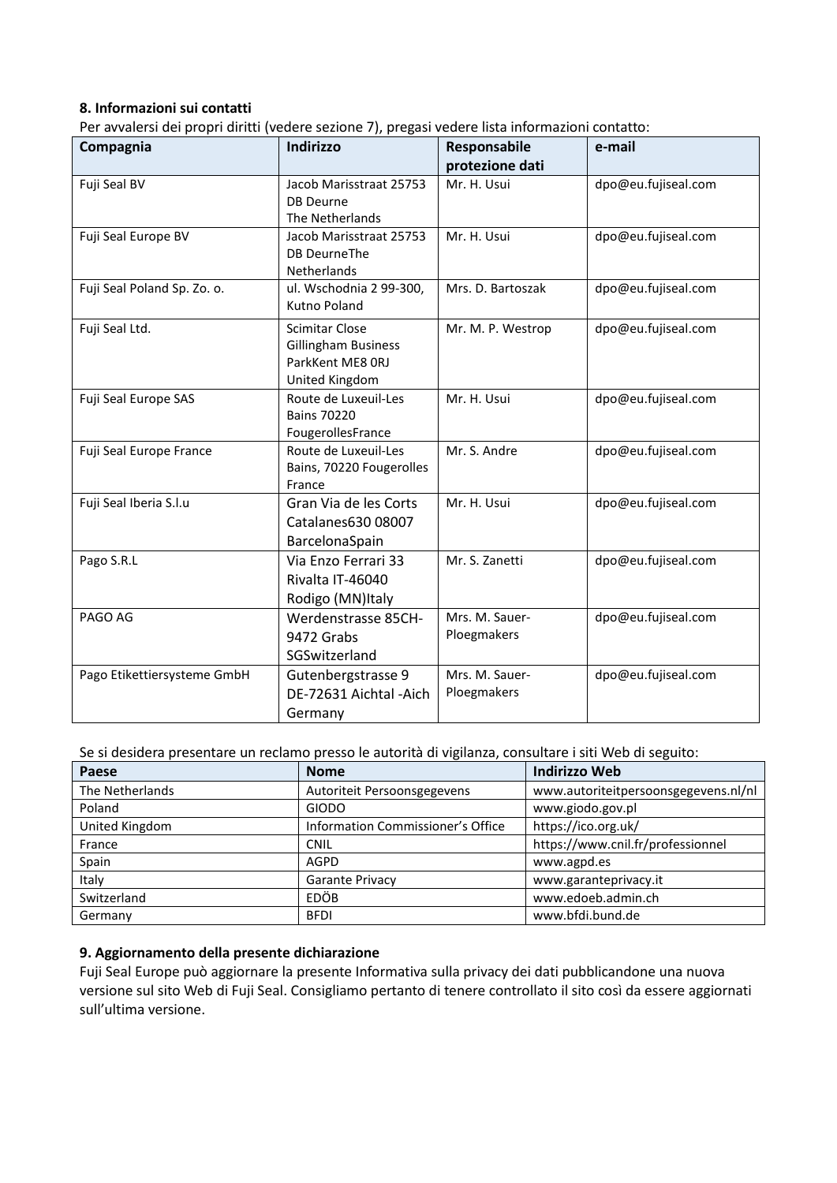**8. Informazioni sui contatti**

Per avvalersi dei propri diritti (vedere sezione 7), pregasi vedere lista informazioni contatto:

| Compagnia | Indirizzo | Responsabile protezione dati | e-mail |
|---|---|---|---|
| Fuji Seal BV | Jacob Marisstraat 25753 DB Deurne The Netherlands | Mr. H. Usui | dpo@eu.fujiseal.com |
| Fuji Seal Europe BV | Jacob Marisstraat 25753 DB DeurneThe Netherlands | Mr. H. Usui | dpo@eu.fujiseal.com |
| Fuji Seal Poland Sp. Zo. o. | ul. Wschodnia 2 99-300, Kutno Poland | Mrs. D. Bartoszak | dpo@eu.fujiseal.com |
| Fuji Seal Ltd. | Scimitar Close Gillingham Business ParkKent ME8 0RJ United Kingdom | Mr. M. P. Westrop | dpo@eu.fujiseal.com |
| Fuji Seal Europe SAS | Route de Luxeuil-Les Bains 70220 FougerollesFrance | Mr. H. Usui | dpo@eu.fujiseal.com |
| Fuji Seal Europe France | Route de Luxeuil-Les Bains, 70220 Fougerolles France | Mr. S. Andre | dpo@eu.fujiseal.com |
| Fuji Seal Iberia S.l.u | Gran Via de les Corts Catalanes630 08007 BarcelonaSpain | Mr. H. Usui | dpo@eu.fujiseal.com |
| Pago S.R.L | Via Enzo Ferrari 33 Rivalta IT-46040 Rodigo (MN)Italy | Mr. S. Zanetti | dpo@eu.fujiseal.com |
| PAGO AG | Werdenstrasse 85CH-9472 Grabs SGSwitzerland | Mrs. M. Sauer-Ploegmakers | dpo@eu.fujiseal.com |
| Pago Etikettiersysteme GmbH | Gutenbergstrasse 9 DE-72631 Aichtal -Aich Germany | Mrs. M. Sauer-Ploegmakers | dpo@eu.fujiseal.com |

Se si desidera presentare un reclamo presso le autorità di vigilanza, consultare i siti Web di seguito:

| Paese | Nome | Indirizzo Web |
|---|---|---|
| The Netherlands | Autoriteit Persoonsgegevens | www.autoriteitpersoonsgegevens.nl/nl |
| Poland | GIODO | www.giodo.gov.pl |
| United Kingdom | Information Commissioner's Office | https://ico.org.uk/ |
| France | CNIL | https://www.cnil.fr/professionnel |
| Spain | AGPD | www.agpd.es |
| Italy | Garante Privacy | www.garanteprivacy.it |
| Switzerland | EDÖB | www.edoeb.admin.ch |
| Germany | BFDI | www.bfdi.bund.de |

**9. Aggiornamento della presente dichiarazione**

Fuji Seal Europe può aggiornare la presente Informativa sulla privacy dei dati pubblicandone una nuova versione sul sito Web di Fuji Seal. Consigliamo pertanto di tenere controllato il sito così da essere aggiornati sull'ultima versione.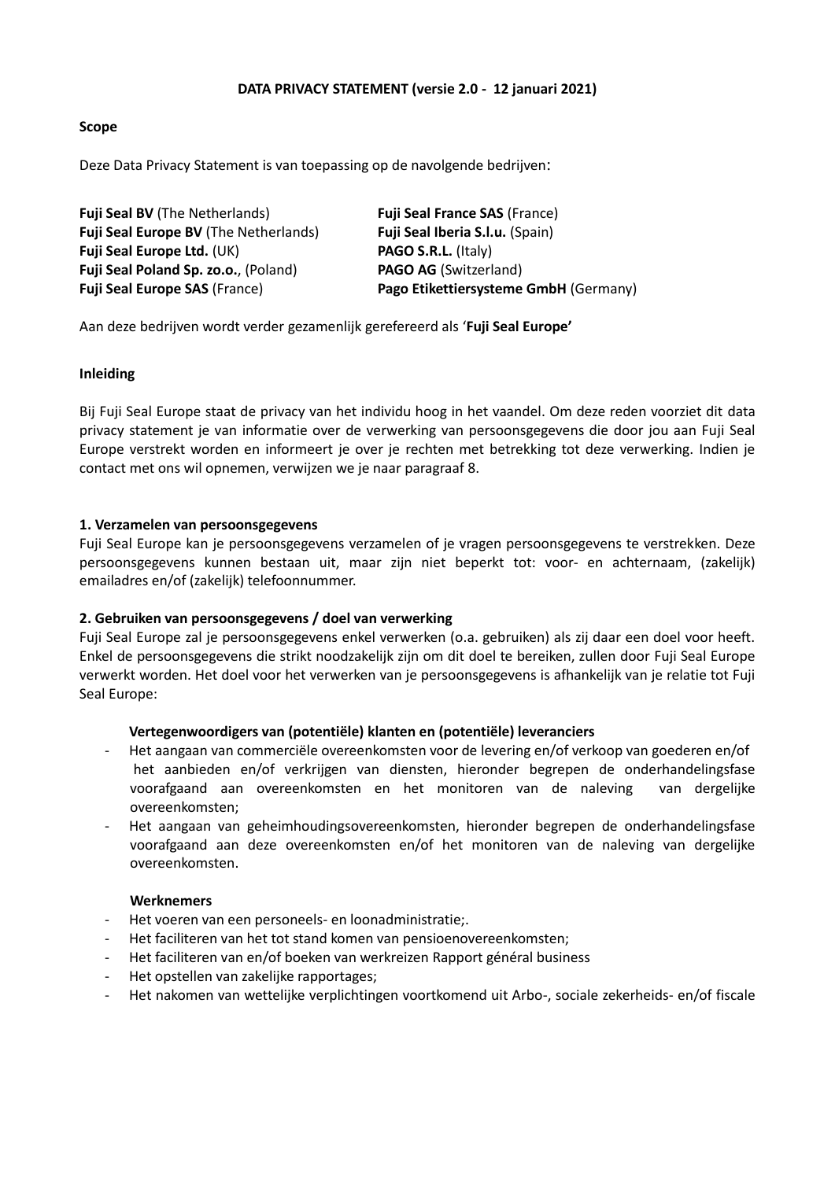**DATA PRIVACY STATEMENT (versie 2.0 - 12 januari 2021)**

**Scope**

Deze Data Privacy Statement is van toepassing op de navolgende bedrijven:

**Fuji Seal BV** (The Netherlands)
**Fuji Seal Europe BV** (The Netherlands)
**Fuji Seal Europe Ltd.** (UK)
**Fuji Seal Poland Sp. zo.o.**, (Poland)
**Fuji Seal Europe SAS** (France)
**Fuji Seal France SAS** (France)
**Fuji Seal Iberia S.l.u.** (Spain)
**PAGO S.R.L.** (Italy)
**PAGO AG** (Switzerland)
**Pago Etikettiersysteme GmbH** (Germany)

Aan deze bedrijven wordt verder gezamenlijk gerefereerd als '**Fuji Seal Europe'**

**Inleiding**

Bij Fuji Seal Europe staat de privacy van het individu hoog in het vaandel. Om deze reden voorziet dit data privacy statement je van informatie over de verwerking van persoonsgegevens die door jou aan Fuji Seal Europe verstrekt worden en informeert je over je rechten met betrekking tot deze verwerking. Indien je contact met ons wil opnemen, verwijzen we je naar paragraaf 8.

**1. Verzamelen van persoonsgegevens**

Fuji Seal Europe kan je persoonsgegevens verzamelen of je vragen persoonsgegevens te verstrekken. Deze persoonsgegevens kunnen bestaan uit, maar zijn niet beperkt tot: voor- en achternaam, (zakelijk) emailadres en/of (zakelijk) telefoonnummer.

**2. Gebruiken van persoonsgegevens / doel van verwerking**

Fuji Seal Europe zal je persoonsgegevens enkel verwerken (o.a. gebruiken) als zij daar een doel voor heeft. Enkel de persoonsgegevens die strikt noodzakelijk zijn om dit doel te bereiken, zullen door Fuji Seal Europe verwerkt worden. Het doel voor het verwerken van je persoonsgegevens is afhankelijk van je relatie tot Fuji Seal Europe:

**Vertegenwoordigers van (potentiële) klanten en (potentiële) leveranciers**

- Het aangaan van commerciële overeenkomsten voor de levering en/of verkoop van goederen en/of het aanbieden en/of verkrijgen van diensten, hieronder begrepen de onderhandelingsfase voorafgaand aan overeenkomsten en het monitoren van de naleving van dergelijke overeenkomsten;
- Het aangaan van geheimhoudingsovereenkomsten, hieronder begrepen de onderhandelingsfase voorafgaand aan deze overeenkomsten en/of het monitoren van de naleving van dergelijke overeenkomsten.

**Werknemers**

- Het voeren van een personeels- en loonadministratie;.
- Het faciliteren van het tot stand komen van pensioenovereenkomsten;
- Het faciliteren van en/of boeken van werkreizen Rapport général business
- Het opstellen van zakelijke rapportages;
- Het nakomen van wettelijke verplichtingen voortkomend uit Arbo-, sociale zekerheids- en/of fiscale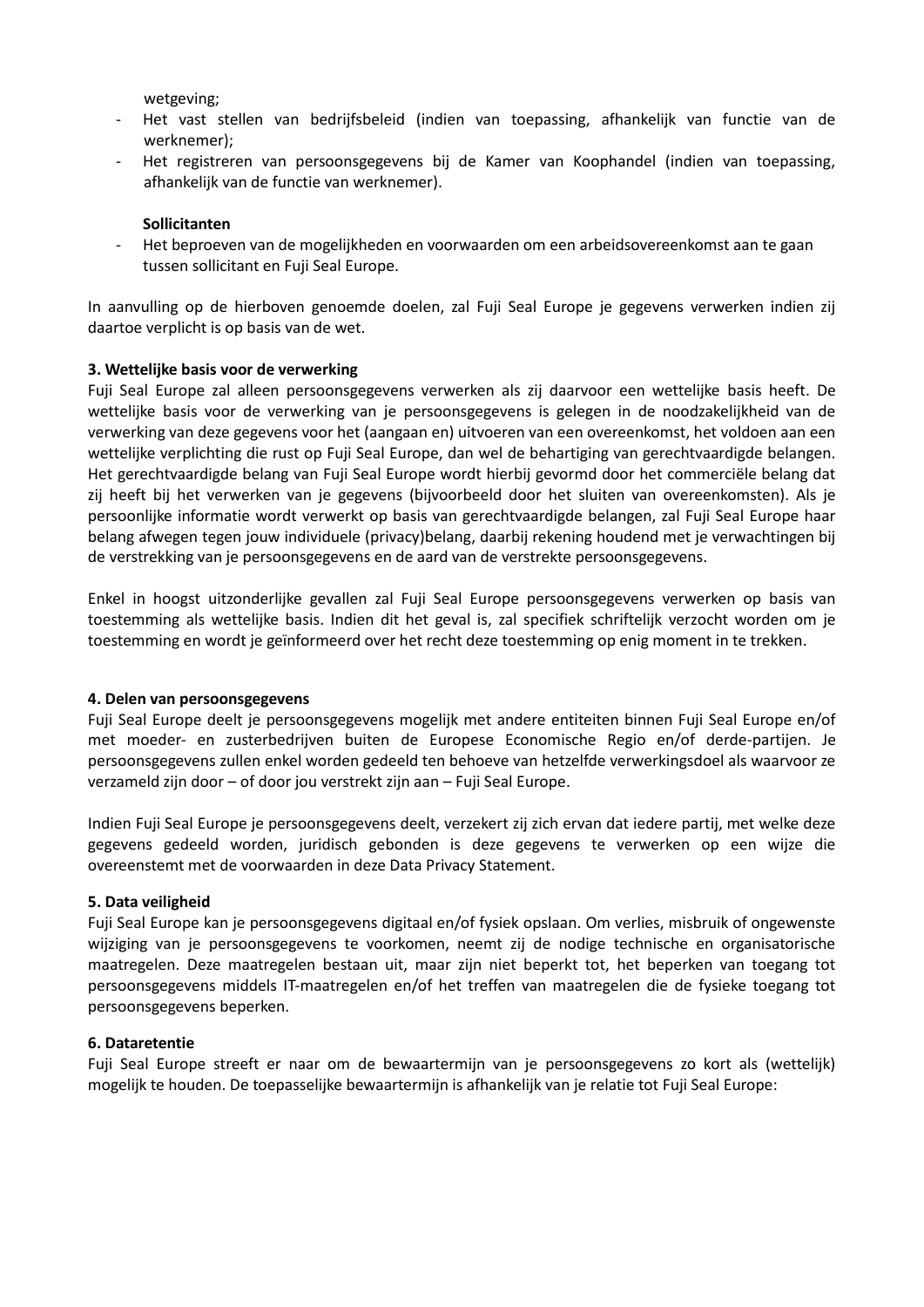wetgeving;

- Het vast stellen van bedrijfsbeleid (indien van toepassing, afhankelijk van functie van de werknemer);
- Het registreren van persoonsgegevens bij de Kamer van Koophandel (indien van toepassing, afhankelijk van de functie van werknemer).

**Sollicitanten**

- Het beproeven van de mogelijkheden en voorwaarden om een arbeidsovereenkomst aan te gaan tussen sollicitant en Fuji Seal Europe.

In aanvulling op de hierboven genoemde doelen, zal Fuji Seal Europe je gegevens verwerken indien zij daartoe verplicht is op basis van de wet.

**3. Wettelijke basis voor de verwerking**

Fuji Seal Europe zal alleen persoonsgegevens verwerken als zij daarvoor een wettelijke basis heeft. De wettelijke basis voor de verwerking van je persoonsgegevens is gelegen in de noodzakelijkheid van de verwerking van deze gegevens voor het (aangaan en) uitvoeren van een overeenkomst, het voldoen aan een wettelijke verplichting die rust op Fuji Seal Europe, dan wel de behartiging van gerechtvaardigde belangen. Het gerechtvaardigde belang van Fuji Seal Europe wordt hierbij gevormd door het commerciële belang dat zij heeft bij het verwerken van je gegevens (bijvoorbeeld door het sluiten van overeenkomsten). Als je persoonlijke informatie wordt verwerkt op basis van gerechtvaardigde belangen, zal Fuji Seal Europe haar belang afwegen tegen jouw individuele (privacy)belang, daarbij rekening houdend met je verwachtingen bij de verstrekking van je persoonsgegevens en de aard van de verstrekte persoonsgegevens.

Enkel in hoogst uitzonderlijke gevallen zal Fuji Seal Europe persoonsgegevens verwerken op basis van toestemming als wettelijke basis. Indien dit het geval is, zal specifiek schriftelijk verzocht worden om je toestemming en wordt je geïnformeerd over het recht deze toestemming op enig moment in te trekken.

**4. Delen van persoonsgegevens**

Fuji Seal Europe deelt je persoonsgegevens mogelijk met andere entiteiten binnen Fuji Seal Europe en/of met moeder- en zusterbedrijven buiten de Europese Economische Regio en/of derde-partijen. Je persoonsgegevens zullen enkel worden gedeeld ten behoeve van hetzelfde verwerkingsdoel als waarvoor ze verzameld zijn door – of door jou verstrekt zijn aan – Fuji Seal Europe.

Indien Fuji Seal Europe je persoonsgegevens deelt, verzekert zij zich ervan dat iedere partij, met welke deze gegevens gedeeld worden, juridisch gebonden is deze gegevens te verwerken op een wijze die overeenstemt met de voorwaarden in deze Data Privacy Statement.

**5. Data veiligheid**

Fuji Seal Europe kan je persoonsgegevens digitaal en/of fysiek opslaan. Om verlies, misbruik of ongewenste wijziging van je persoonsgegevens te voorkomen, neemt zij de nodige technische en organisatorische maatregelen. Deze maatregelen bestaan uit, maar zijn niet beperkt tot, het beperken van toegang tot persoonsgegevens middels IT-maatregelen en/of het treffen van maatregelen die de fysieke toegang tot persoonsgegevens beperken.

**6. Dataretentie**

Fuji Seal Europe streeft er naar om de bewaartermijn van je persoonsgegevens zo kort als (wettelijk) mogelijk te houden. De toepasselijke bewaartermijn is afhankelijk van je relatie tot Fuji Seal Europe: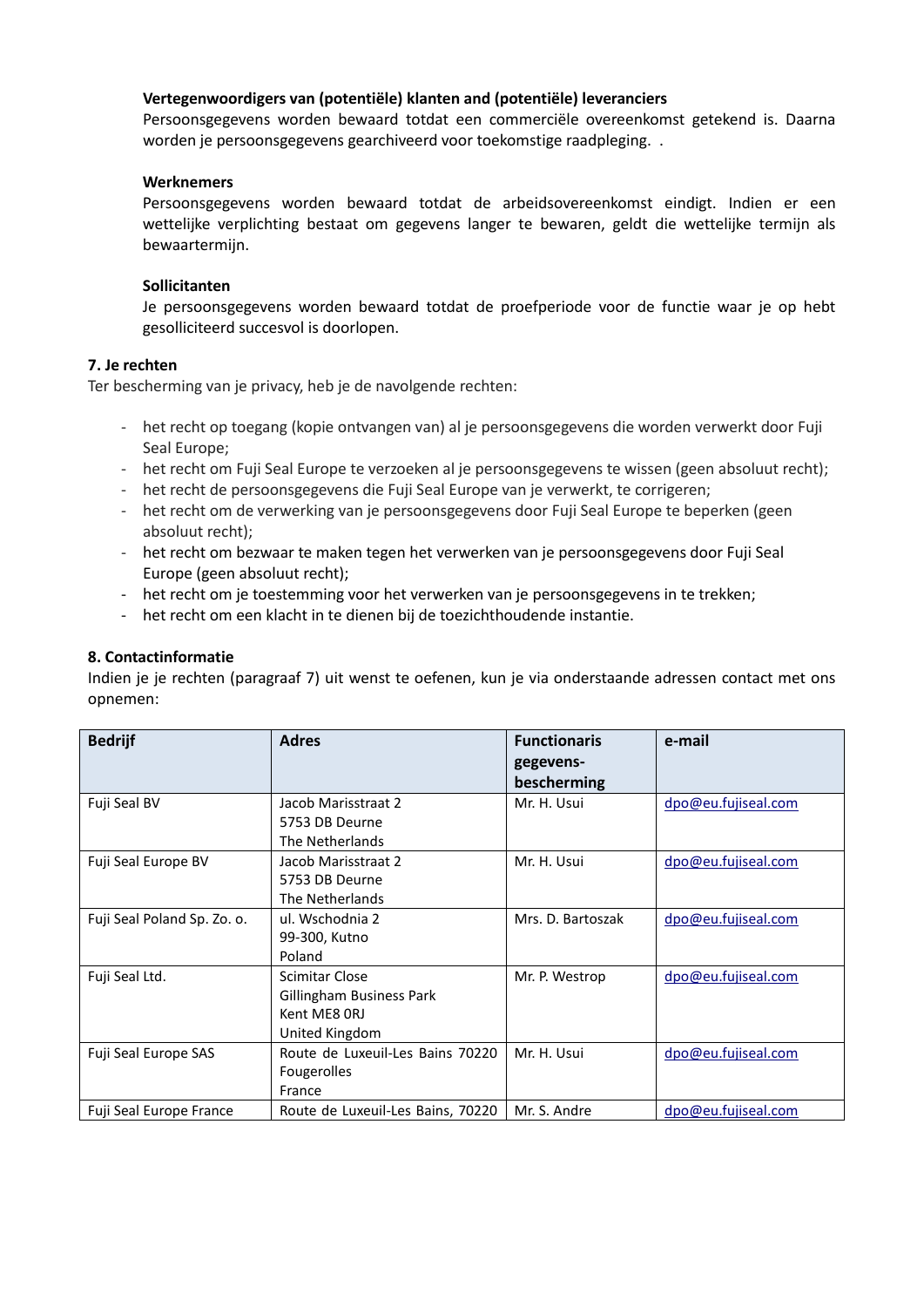**Vertegenwoordigers van (potentiële) klanten and (potentiële) leveranciers**
Persoonsgegevens worden bewaard totdat een commerciële overeenkomst getekend is. Daarna worden je persoonsgegevens gearchiveerd voor toekomstige raadpleging. .

**Werknemers**
Persoonsgegevens worden bewaard totdat de arbeidsovereenkomst eindigt. Indien er een wettelijke verplichting bestaat om gegevens langer te bewaren, geldt die wettelijke termijn als bewaartermijn.

**Sollicitanten**
Je persoonsgegevens worden bewaard totdat de proefperiode voor de functie waar je op hebt gesolliciteerd succesvol is doorlopen.

**7. Je rechten**
Ter bescherming van je privacy, heb je de navolgende rechten:

- het recht op toegang (kopie ontvangen van) al je persoonsgegevens die worden verwerkt door Fuji Seal Europe;
- het recht om Fuji Seal Europe te verzoeken al je persoonsgegevens te wissen (geen absoluut recht);
- het recht de persoonsgegevens die Fuji Seal Europe van je verwerkt, te corrigeren;
- het recht om de verwerking van je persoonsgegevens door Fuji Seal Europe te beperken (geen absoluut recht);
- het recht om bezwaar te maken tegen het verwerken van je persoonsgegevens door Fuji Seal Europe (geen absoluut recht);
- het recht om je toestemming voor het verwerken van je persoonsgegevens in te trekken;
- het recht om een klacht in te dienen bij de toezichthoudende instantie.

**8. Contactinformatie**
Indien je je rechten (paragraaf 7) uit wenst te oefenen, kun je via onderstaande adressen contact met ons opnemen:

| Bedrijf | Adres | Functionaris gegevens-bescherming | e-mail |
|---|---|---|---|
| Fuji Seal BV | Jacob Marisstraat 2<br>5753 DB Deurne<br>The Netherlands | Mr. H. Usui | dpo@eu.fujiseal.com |
| Fuji Seal Europe BV | Jacob Marisstraat 2<br>5753 DB Deurne<br>The Netherlands | Mr. H. Usui | dpo@eu.fujiseal.com |
| Fuji Seal Poland Sp. Zo. o. | ul. Wschodnia 2<br>99-300, Kutno<br>Poland | Mrs. D. Bartoszak | dpo@eu.fujiseal.com |
| Fuji Seal Ltd. | Scimitar Close<br>Gillingham Business Park<br>Kent ME8 0RJ<br>United Kingdom | Mr. P. Westrop | dpo@eu.fujiseal.com |
| Fuji Seal Europe SAS | Route de Luxeuil-Les Bains 70220<br>Fougerolles<br>France | Mr. H. Usui | dpo@eu.fujiseal.com |
| Fuji Seal Europe France | Route de Luxeuil-Les Bains, 70220 | Mr. S. Andre | dpo@eu.fujiseal.com |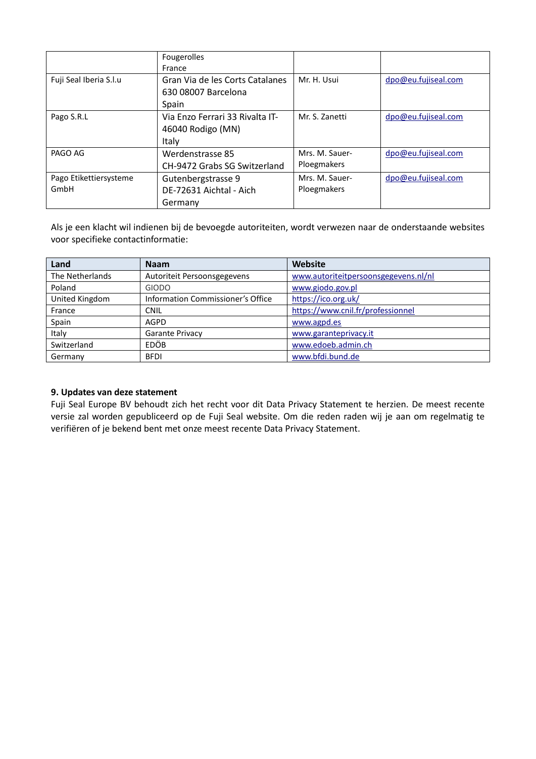| | | | |
|---|---|---|---|
| | Fougerolles France | | |
| Fuji Seal Iberia S.l.u | Gran Via de les Corts Catalanes 630 08007 Barcelona Spain | Mr. H. Usui | dpo@eu.fujiseal.com |
| Pago S.R.L | Via Enzo Ferrari 33 Rivalta IT-46040 Rodigo (MN) Italy | Mr. S. Zanetti | dpo@eu.fujiseal.com |
| PAGO AG | Werdenstrasse 85 CH-9472 Grabs SG Switzerland | Mrs. M. Sauer-Ploegmakers | dpo@eu.fujiseal.com |
| Pago Etikettiersysteme GmbH | Gutenbergstrasse 9 DE-72631 Aichtal - Aich Germany | Mrs. M. Sauer-Ploegmakers | dpo@eu.fujiseal.com |

Als je een klacht wil indienen bij de bevoegde autoriteiten, wordt verwezen naar de onderstaande websites voor specifieke contactinformatie:

| Land | Naam | Website |
|---|---|---|
| The Netherlands | Autoriteit Persoonsgegevens | www.autoriteitpersoonsgegevens.nl/nl |
| Poland | GIODO | www.giodo.gov.pl |
| United Kingdom | Information Commissioner's Office | https://ico.org.uk/ |
| France | CNIL | https://www.cnil.fr/professionnel |
| Spain | AGPD | www.agpd.es |
| Italy | Garante Privacy | www.garanteprivacy.it |
| Switzerland | EDÖB | www.edoeb.admin.ch |
| Germany | BFDI | www.bfdi.bund.de |

**9. Updates van deze statement**

Fuji Seal Europe BV behoudt zich het recht voor dit Data Privacy Statement te herzien. De meest recente versie zal worden gepubliceerd op de Fuji Seal website. Om die reden raden wij je aan om regelmatig te verifiëren of je bekend bent met onze meest recente Data Privacy Statement.